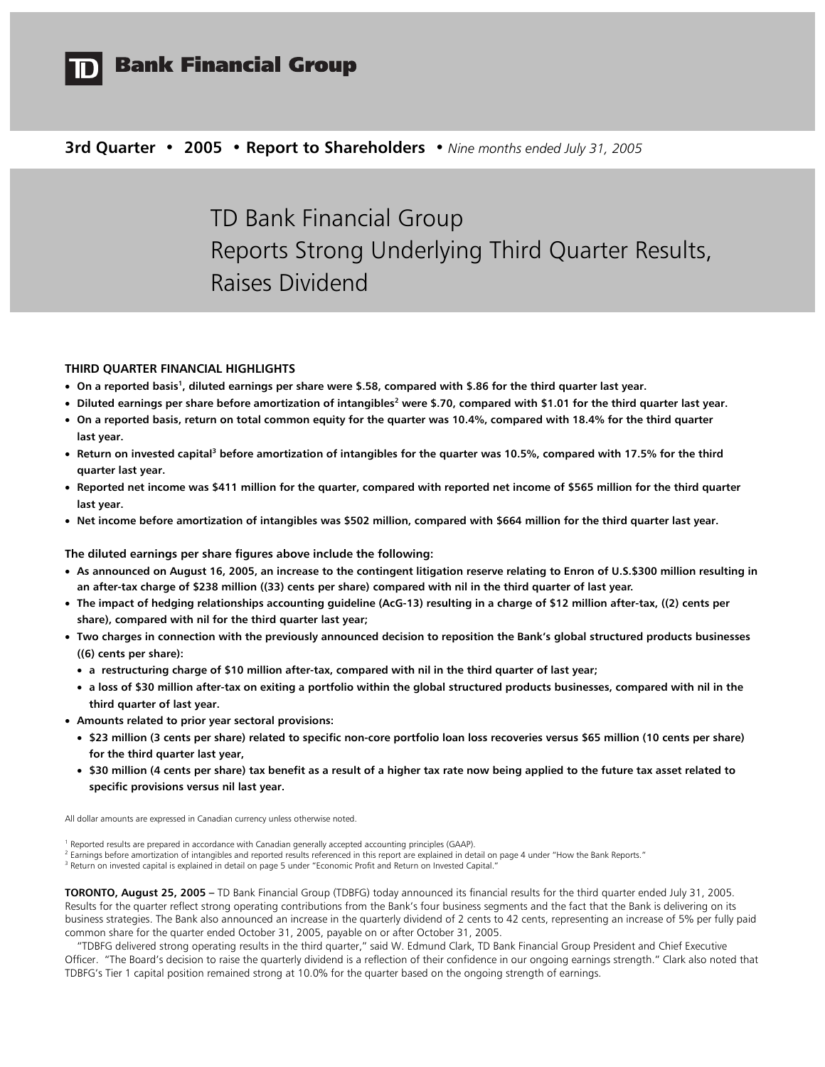# TD Bank Financial Group

**3rd Quarter • 2005 • Report to Shareholders** • *Nine months ended July 31, 2005*

## TD Bank Financial Group Reports Strong Underlying Third Quarter Results, Raises Dividend

**THIRD QUARTER FINANCIAL HIGHLIGHTS**

- **On a reported basis[1], diluted earnings per share were $.58, compared with $.86 for the third quarter last year.**
- **Diluted earnings per share before amortization of intangibles[2] were $.70, compared with $1.01 for the third quarter last year.**
- **On a reported basis, return on total common equity for the quarter was 10.4%, compared with 18.4% for the third quarter last year.**
- **Return on invested capital[3] before amortization of intangibles for the quarter was 10.5%, compared with 17.5% for the third quarter last year.**
- **Reported net income was $411 million for the quarter, compared with reported net income of $565 million for the third quarter last year.**
- **Net income before amortization of intangibles was $502 million, compared with $664 million for the third quarter last year.**

**The diluted earnings per share figures above include the following:**

- **As announced on August 16, 2005, an increase to the contingent litigation reserve relating to Enron of U.S.$300 million resulting in an after-tax charge of $238 million ((33) cents per share) compared with nil in the third quarter of last year.**
- **The impact of hedging relationships accounting guideline (AcG-13) resulting in a charge of $12 million after-tax, ((2) cents per share), compared with nil for the third quarter last year;**
- **Two charges in connection with the previously announced decision to reposition the Bank's global structured products businesses ((6) cents per share):**
  - **a restructuring charge of $10 million after-tax, compared with nil in the third quarter of last year;**
  - **a loss of $30 million after-tax on exiting a portfolio within the global structured products businesses, compared with nil in the third quarter of last year.**
- **Amounts related to prior year sectoral provisions:**
  - **$23 million (3 cents per share) related to specific non-core portfolio loan loss recoveries versus $65 million (10 cents per share) for the third quarter last year,**
  - **$30 million (4 cents per share) tax benefit as a result of a higher tax rate now being applied to the future tax asset related to specific provisions versus nil last year.**

All dollar amounts are expressed in Canadian currency unless otherwise noted.

[1] Reported results are prepared in accordance with Canadian generally accepted accounting principles (GAAP).
[2] Earnings before amortization of intangibles and reported results referenced in this report are explained in detail on page 4 under "How the Bank Reports."
[3] Return on invested capital is explained in detail on page 5 under "Economic Profit and Return on Invested Capital."

**TORONTO, August 25, 2005 –** TD Bank Financial Group (TDBFG) today announced its financial results for the third quarter ended July 31, 2005. Results for the quarter reflect strong operating contributions from the Bank's four business segments and the fact that the Bank is delivering on its business strategies. The Bank also announced an increase in the quarterly dividend of 2 cents to 42 cents, representing an increase of 5% per fully paid common share for the quarter ended October 31, 2005, payable on or after October 31, 2005.

"TDBFG delivered strong operating results in the third quarter," said W. Edmund Clark, TD Bank Financial Group President and Chief Executive Officer. "The Board's decision to raise the quarterly dividend is a reflection of their confidence in our ongoing earnings strength." Clark also noted that TDBFG's Tier 1 capital position remained strong at 10.0% for the quarter based on the ongoing strength of earnings.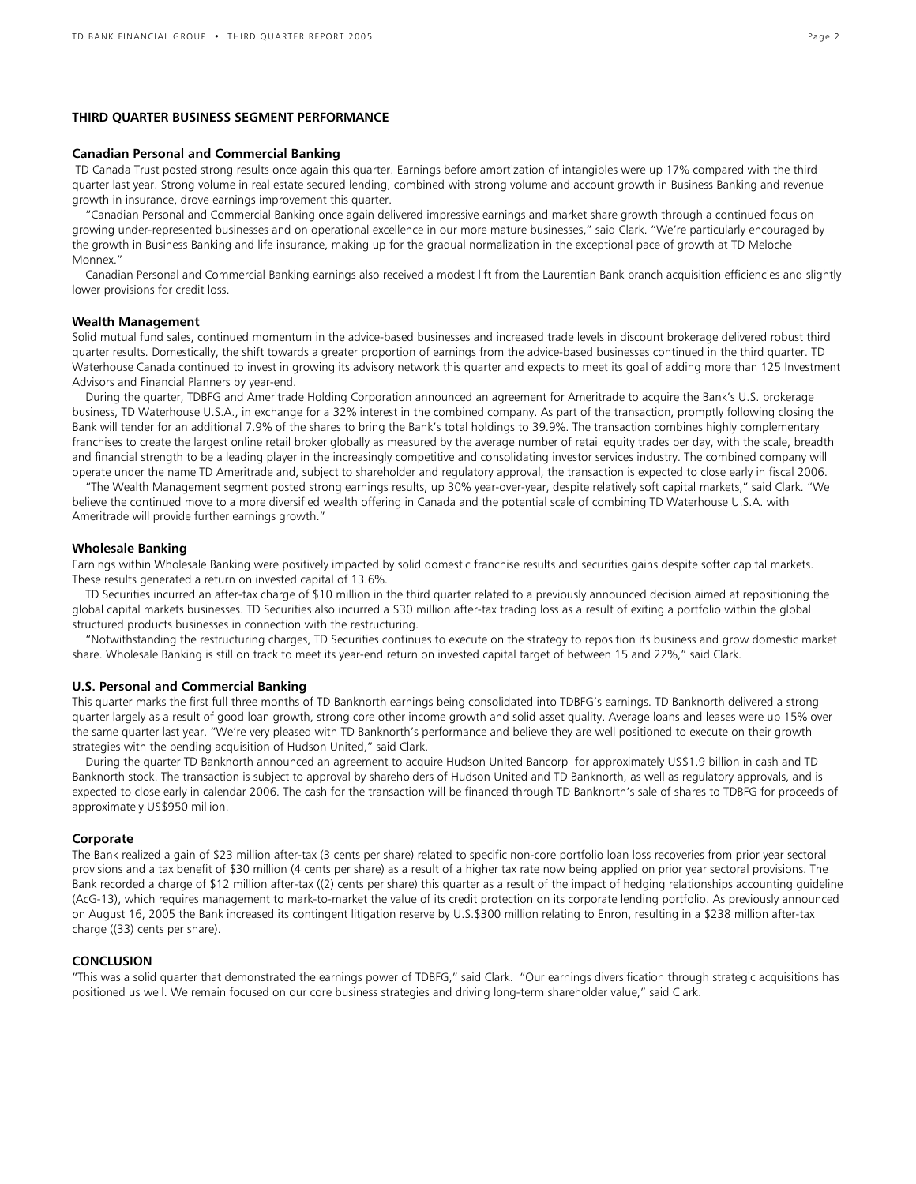## THIRD QUARTER BUSINESS SEGMENT PERFORMANCE

### Canadian Personal and Commercial Banking

TD Canada Trust posted strong results once again this quarter. Earnings before amortization of intangibles were up 17% compared with the third quarter last year. Strong volume in real estate secured lending, combined with strong volume and account growth in Business Banking and revenue growth in insurance, drove earnings improvement this quarter.

"Canadian Personal and Commercial Banking once again delivered impressive earnings and market share growth through a continued focus on growing under-represented businesses and on operational excellence in our more mature businesses," said Clark. "We're particularly encouraged by the growth in Business Banking and life insurance, making up for the gradual normalization in the exceptional pace of growth at TD Meloche Monnex."

Canadian Personal and Commercial Banking earnings also received a modest lift from the Laurentian Bank branch acquisition efficiencies and slightly lower provisions for credit loss.

### Wealth Management

Solid mutual fund sales, continued momentum in the advice-based businesses and increased trade levels in discount brokerage delivered robust third quarter results. Domestically, the shift towards a greater proportion of earnings from the advice-based businesses continued in the third quarter. TD Waterhouse Canada continued to invest in growing its advisory network this quarter and expects to meet its goal of adding more than 125 Investment Advisors and Financial Planners by year-end.

During the quarter, TDBFG and Ameritrade Holding Corporation announced an agreement for Ameritrade to acquire the Bank's U.S. brokerage business, TD Waterhouse U.S.A., in exchange for a 32% interest in the combined company. As part of the transaction, promptly following closing the Bank will tender for an additional 7.9% of the shares to bring the Bank's total holdings to 39.9%. The transaction combines highly complementary franchises to create the largest online retail broker globally as measured by the average number of retail equity trades per day, with the scale, breadth and financial strength to be a leading player in the increasingly competitive and consolidating investor services industry. The combined company will operate under the name TD Ameritrade and, subject to shareholder and regulatory approval, the transaction is expected to close early in fiscal 2006.

"The Wealth Management segment posted strong earnings results, up 30% year-over-year, despite relatively soft capital markets," said Clark. "We believe the continued move to a more diversified wealth offering in Canada and the potential scale of combining TD Waterhouse U.S.A. with Ameritrade will provide further earnings growth."

### Wholesale Banking

Earnings within Wholesale Banking were positively impacted by solid domestic franchise results and securities gains despite softer capital markets. These results generated a return on invested capital of 13.6%.

TD Securities incurred an after-tax charge of $10 million in the third quarter related to a previously announced decision aimed at repositioning the global capital markets businesses. TD Securities also incurred a $30 million after-tax trading loss as a result of exiting a portfolio within the global structured products businesses in connection with the restructuring.

"Notwithstanding the restructuring charges, TD Securities continues to execute on the strategy to reposition its business and grow domestic market share. Wholesale Banking is still on track to meet its year-end return on invested capital target of between 15 and 22%," said Clark.

### U.S. Personal and Commercial Banking

This quarter marks the first full three months of TD Banknorth earnings being consolidated into TDBFG's earnings. TD Banknorth delivered a strong quarter largely as a result of good loan growth, strong core other income growth and solid asset quality. Average loans and leases were up 15% over the same quarter last year. "We're very pleased with TD Banknorth's performance and believe they are well positioned to execute on their growth strategies with the pending acquisition of Hudson United," said Clark.

During the quarter TD Banknorth announced an agreement to acquire Hudson United Bancorp for approximately US$1.9 billion in cash and TD Banknorth stock. The transaction is subject to approval by shareholders of Hudson United and TD Banknorth, as well as regulatory approvals, and is expected to close early in calendar 2006. The cash for the transaction will be financed through TD Banknorth's sale of shares to TDBFG for proceeds of approximately US$950 million.

### Corporate

The Bank realized a gain of $23 million after-tax (3 cents per share) related to specific non-core portfolio loan loss recoveries from prior year sectoral provisions and a tax benefit of $30 million (4 cents per share) as a result of a higher tax rate now being applied on prior year sectoral provisions. The Bank recorded a charge of $12 million after-tax ((2) cents per share) this quarter as a result of the impact of hedging relationships accounting guideline (AcG-13), which requires management to mark-to-market the value of its credit protection on its corporate lending portfolio. As previously announced on August 16, 2005 the Bank increased its contingent litigation reserve by U.S.$300 million relating to Enron, resulting in a $238 million after-tax charge ((33) cents per share).

## CONCLUSION

"This was a solid quarter that demonstrated the earnings power of TDBFG," said Clark. "Our earnings diversification through strategic acquisitions has positioned us well. We remain focused on our core business strategies and driving long-term shareholder value," said Clark.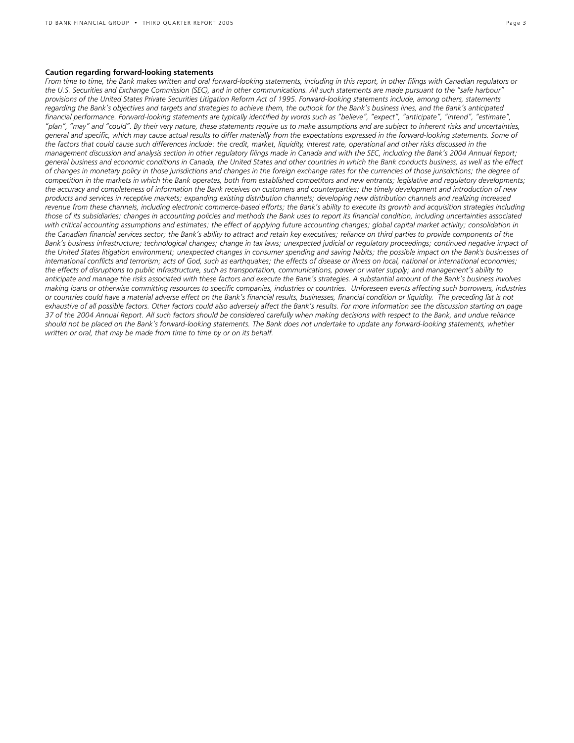**Caution regarding forward-looking statements**

*From time to time, the Bank makes written and oral forward-looking statements, including in this report, in other filings with Canadian regulators or the U.S. Securities and Exchange Commission (SEC), and in other communications. All such statements are made pursuant to the "safe harbour" provisions of the United States Private Securities Litigation Reform Act of 1995. Forward-looking statements include, among others, statements regarding the Bank's objectives and targets and strategies to achieve them, the outlook for the Bank's business lines, and the Bank's anticipated financial performance. Forward-looking statements are typically identified by words such as "believe", "expect", "anticipate", "intend", "estimate", "plan", "may" and "could". By their very nature, these statements require us to make assumptions and are subject to inherent risks and uncertainties, general and specific, which may cause actual results to differ materially from the expectations expressed in the forward-looking statements. Some of the factors that could cause such differences include: the credit, market, liquidity, interest rate, operational and other risks discussed in the management discussion and analysis section in other regulatory filings made in Canada and with the SEC, including the Bank's 2004 Annual Report; general business and economic conditions in Canada, the United States and other countries in which the Bank conducts business, as well as the effect of changes in monetary policy in those jurisdictions and changes in the foreign exchange rates for the currencies of those jurisdictions; the degree of competition in the markets in which the Bank operates, both from established competitors and new entrants; legislative and regulatory developments; the accuracy and completeness of information the Bank receives on customers and counterparties; the timely development and introduction of new products and services in receptive markets; expanding existing distribution channels; developing new distribution channels and realizing increased revenue from these channels, including electronic commerce-based efforts; the Bank's ability to execute its growth and acquisition strategies including those of its subsidiaries; changes in accounting policies and methods the Bank uses to report its financial condition, including uncertainties associated with critical accounting assumptions and estimates; the effect of applying future accounting changes; global capital market activity; consolidation in the Canadian financial services sector; the Bank's ability to attract and retain key executives; reliance on third parties to provide components of the Bank's business infrastructure; technological changes; change in tax laws; unexpected judicial or regulatory proceedings; continued negative impact of the United States litigation environment; unexpected changes in consumer spending and saving habits; the possible impact on the Bank's businesses of international conflicts and terrorism; acts of God, such as earthquakes; the effects of disease or illness on local, national or international economies; the effects of disruptions to public infrastructure, such as transportation, communications, power or water supply; and management's ability to anticipate and manage the risks associated with these factors and execute the Bank's strategies. A substantial amount of the Bank's business involves making loans or otherwise committing resources to specific companies, industries or countries. Unforeseen events affecting such borrowers, industries or countries could have a material adverse effect on the Bank's financial results, businesses, financial condition or liquidity. The preceding list is not exhaustive of all possible factors. Other factors could also adversely affect the Bank's results. For more information see the discussion starting on page 37 of the 2004 Annual Report. All such factors should be considered carefully when making decisions with respect to the Bank, and undue reliance should not be placed on the Bank's forward-looking statements. The Bank does not undertake to update any forward-looking statements, whether written or oral, that may be made from time to time by or on its behalf.*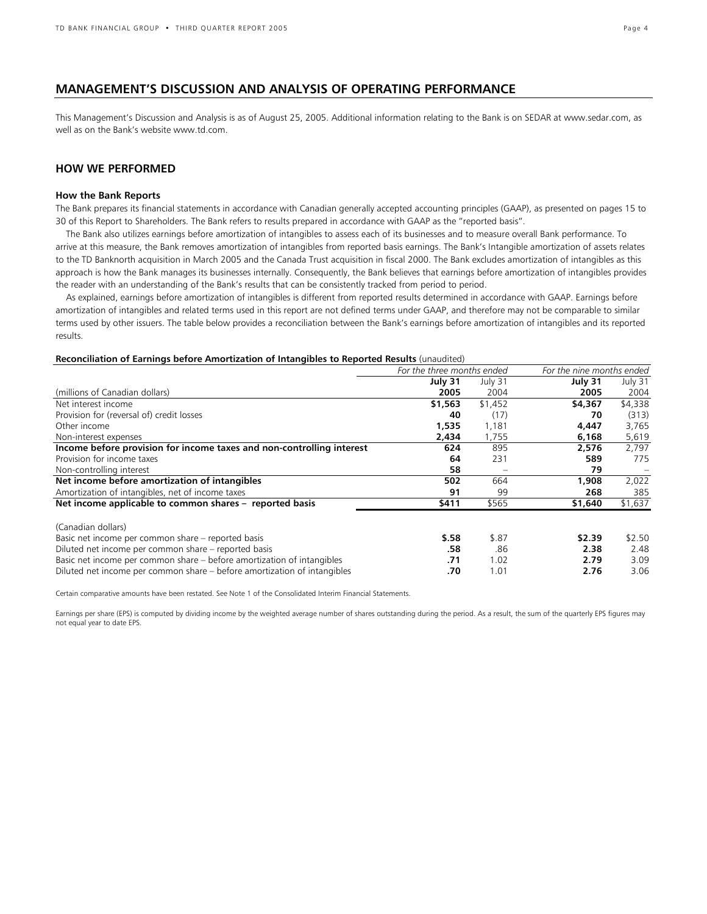## MANAGEMENT'S DISCUSSION AND ANALYSIS OF OPERATING PERFORMANCE

This Management's Discussion and Analysis is as of August 25, 2005. Additional information relating to the Bank is on SEDAR at www.sedar.com, as well as on the Bank's website www.td.com.

### HOW WE PERFORMED

#### How the Bank Reports

The Bank prepares its financial statements in accordance with Canadian generally accepted accounting principles (GAAP), as presented on pages 15 to 30 of this Report to Shareholders. The Bank refers to results prepared in accordance with GAAP as the "reported basis".

The Bank also utilizes earnings before amortization of intangibles to assess each of its businesses and to measure overall Bank performance. To arrive at this measure, the Bank removes amortization of intangibles from reported basis earnings. The Bank's Intangible amortization of assets relates to the TD Banknorth acquisition in March 2005 and the Canada Trust acquisition in fiscal 2000. The Bank excludes amortization of intangibles as this approach is how the Bank manages its businesses internally. Consequently, the Bank believes that earnings before amortization of intangibles provides the reader with an understanding of the Bank's results that can be consistently tracked from period to period.

As explained, earnings before amortization of intangibles is different from reported results determined in accordance with GAAP. Earnings before amortization of intangibles and related terms used in this report are not defined terms under GAAP, and therefore may not be comparable to similar terms used by other issuers. The table below provides a reconciliation between the Bank's earnings before amortization of intangibles and its reported results.

**Reconciliation of Earnings before Amortization of Intangibles to Reported Results** (unaudited)

| | *For the three months ended* | | *For the nine months ended* | |
|---|---|---|---|---|
| | **July 31** | July 31 | **July 31** | July 31 |
| (millions of Canadian dollars) | **2005** | 2004 | **2005** | 2004 |
| Net interest income | **$1,563** | $1,452 | **$4,367** | $4,338 |
| Provision for (reversal of) credit losses | **40** | (17) | **70** | (313) |
| Other income | **1,535** | 1,181 | **4,447** | 3,765 |
| Non-interest expenses | **2,434** | 1,755 | **6,168** | 5,619 |
| **Income before provision for income taxes and non-controlling interest** | **624** | 895 | **2,576** | 2,797 |
| Provision for income taxes | **64** | 231 | **589** | 775 |
| Non-controlling interest | **58** | – | **79** | – |
| **Net income before amortization of intangibles** | **502** | 664 | **1,908** | 2,022 |
| Amortization of intangibles, net of income taxes | **91** | 99 | **268** | 385 |
| **Net income applicable to common shares – reported basis** | **$411** | $565 | **$1,640** | $1,637 |
| (Canadian dollars) | | | | |
| Basic net income per common share – reported basis | **$.58** | $.87 | **$2.39** | $2.50 |
| Diluted net income per common share – reported basis | **.58** | .86 | **2.38** | 2.48 |
| Basic net income per common share – before amortization of intangibles | **.71** | 1.02 | **2.79** | 3.09 |
| Diluted net income per common share – before amortization of intangibles | **.70** | 1.01 | **2.76** | 3.06 |

Certain comparative amounts have been restated. See Note 1 of the Consolidated Interim Financial Statements.

Earnings per share (EPS) is computed by dividing income by the weighted average number of shares outstanding during the period. As a result, the sum of the quarterly EPS figures may not equal year to date EPS.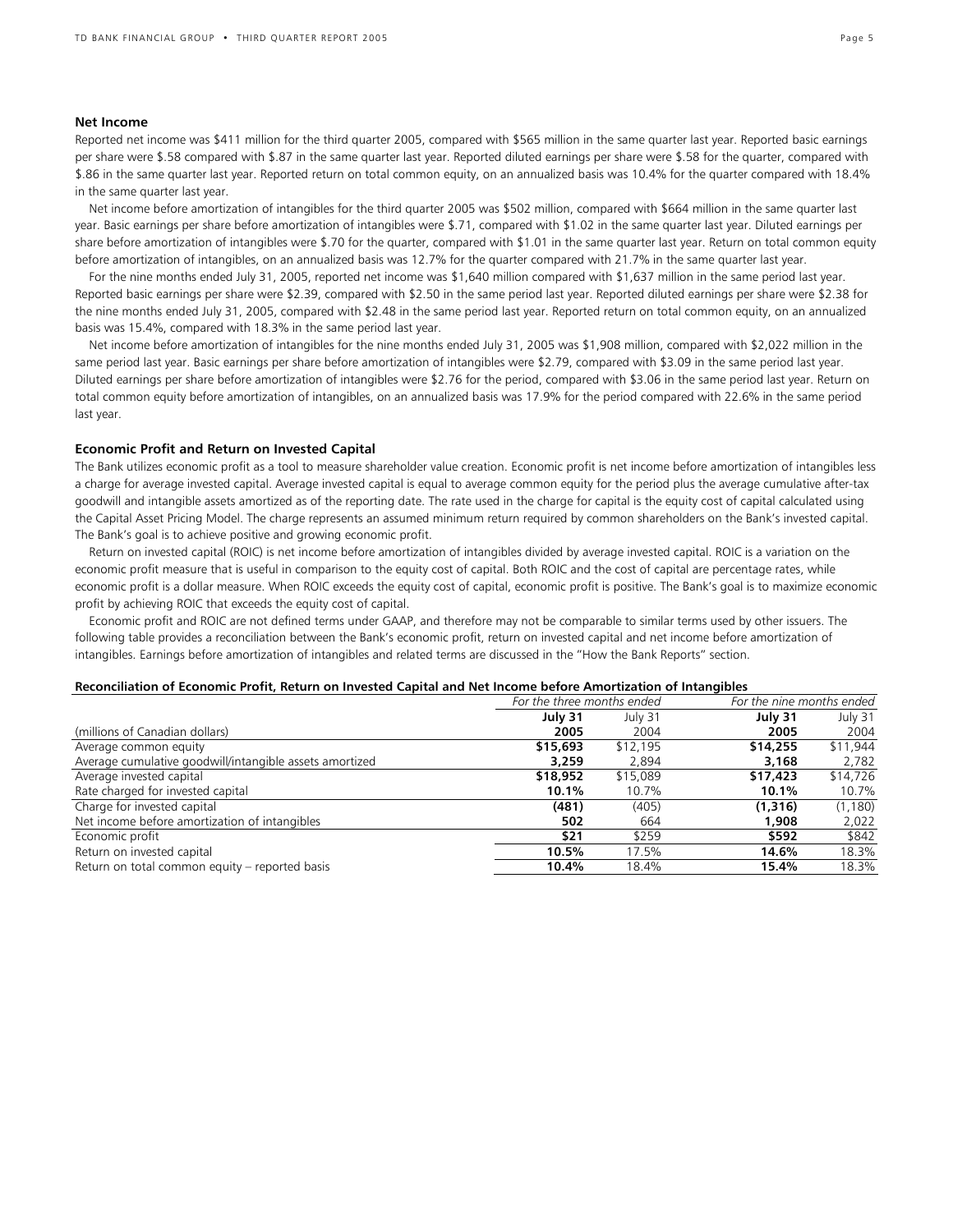## Net Income

Reported net income was $411 million for the third quarter 2005, compared with $565 million in the same quarter last year. Reported basic earnings per share were $.58 compared with $.87 in the same quarter last year. Reported diluted earnings per share were $.58 for the quarter, compared with $.86 in the same quarter last year. Reported return on total common equity, on an annualized basis was 10.4% for the quarter compared with 18.4% in the same quarter last year.

Net income before amortization of intangibles for the third quarter 2005 was $502 million, compared with $664 million in the same quarter last year. Basic earnings per share before amortization of intangibles were $.71, compared with $1.02 in the same quarter last year. Diluted earnings per share before amortization of intangibles were $.70 for the quarter, compared with $1.01 in the same quarter last year. Return on total common equity before amortization of intangibles, on an annualized basis was 12.7% for the quarter compared with 21.7% in the same quarter last year.

For the nine months ended July 31, 2005, reported net income was $1,640 million compared with $1,637 million in the same period last year. Reported basic earnings per share were $2.39, compared with $2.50 in the same period last year. Reported diluted earnings per share were $2.38 for the nine months ended July 31, 2005, compared with $2.48 in the same period last year. Reported return on total common equity, on an annualized basis was 15.4%, compared with 18.3% in the same period last year.

Net income before amortization of intangibles for the nine months ended July 31, 2005 was $1,908 million, compared with $2,022 million in the same period last year. Basic earnings per share before amortization of intangibles were $2.79, compared with $3.09 in the same period last year. Diluted earnings per share before amortization of intangibles were $2.76 for the period, compared with $3.06 in the same period last year. Return on total common equity before amortization of intangibles, on an annualized basis was 17.9% for the period compared with 22.6% in the same period last year.

## Economic Profit and Return on Invested Capital

The Bank utilizes economic profit as a tool to measure shareholder value creation. Economic profit is net income before amortization of intangibles less a charge for average invested capital. Average invested capital is equal to average common equity for the period plus the average cumulative after-tax goodwill and intangible assets amortized as of the reporting date. The rate used in the charge for capital is the equity cost of capital calculated using the Capital Asset Pricing Model. The charge represents an assumed minimum return required by common shareholders on the Bank's invested capital. The Bank's goal is to achieve positive and growing economic profit.

Return on invested capital (ROIC) is net income before amortization of intangibles divided by average invested capital. ROIC is a variation on the economic profit measure that is useful in comparison to the equity cost of capital. Both ROIC and the cost of capital are percentage rates, while economic profit is a dollar measure. When ROIC exceeds the equity cost of capital, economic profit is positive. The Bank's goal is to maximize economic profit by achieving ROIC that exceeds the equity cost of capital.

Economic profit and ROIC are not defined terms under GAAP, and therefore may not be comparable to similar terms used by other issuers. The following table provides a reconciliation between the Bank's economic profit, return on invested capital and net income before amortization of intangibles. Earnings before amortization of intangibles and related terms are discussed in the "How the Bank Reports" section.

**Reconciliation of Economic Profit, Return on Invested Capital and Net Income before Amortization of Intangibles**

| | *For the three months ended* | | *For the nine months ended* | |
|---|---|---|---|---|
| | **July 31** | July 31 | **July 31** | July 31 |
| (millions of Canadian dollars) | **2005** | 2004 | **2005** | 2004 |
| Average common equity | **$15,693** | $12,195 | **$14,255** | $11,944 |
| Average cumulative goodwill/intangible assets amortized | **3,259** | 2,894 | **3,168** | 2,782 |
| Average invested capital | **$18,952** | $15,089 | **$17,423** | $14,726 |
| Rate charged for invested capital | **10.1%** | 10.7% | **10.1%** | 10.7% |
| Charge for invested capital | **(481)** | (405) | **(1,316)** | (1,180) |
| Net income before amortization of intangibles | **502** | 664 | **1,908** | 2,022 |
| Economic profit | **$21** | $259 | **$592** | $842 |
| Return on invested capital | **10.5%** | 17.5% | **14.6%** | 18.3% |
| Return on total common equity – reported basis | **10.4%** | 18.4% | **15.4%** | 18.3% |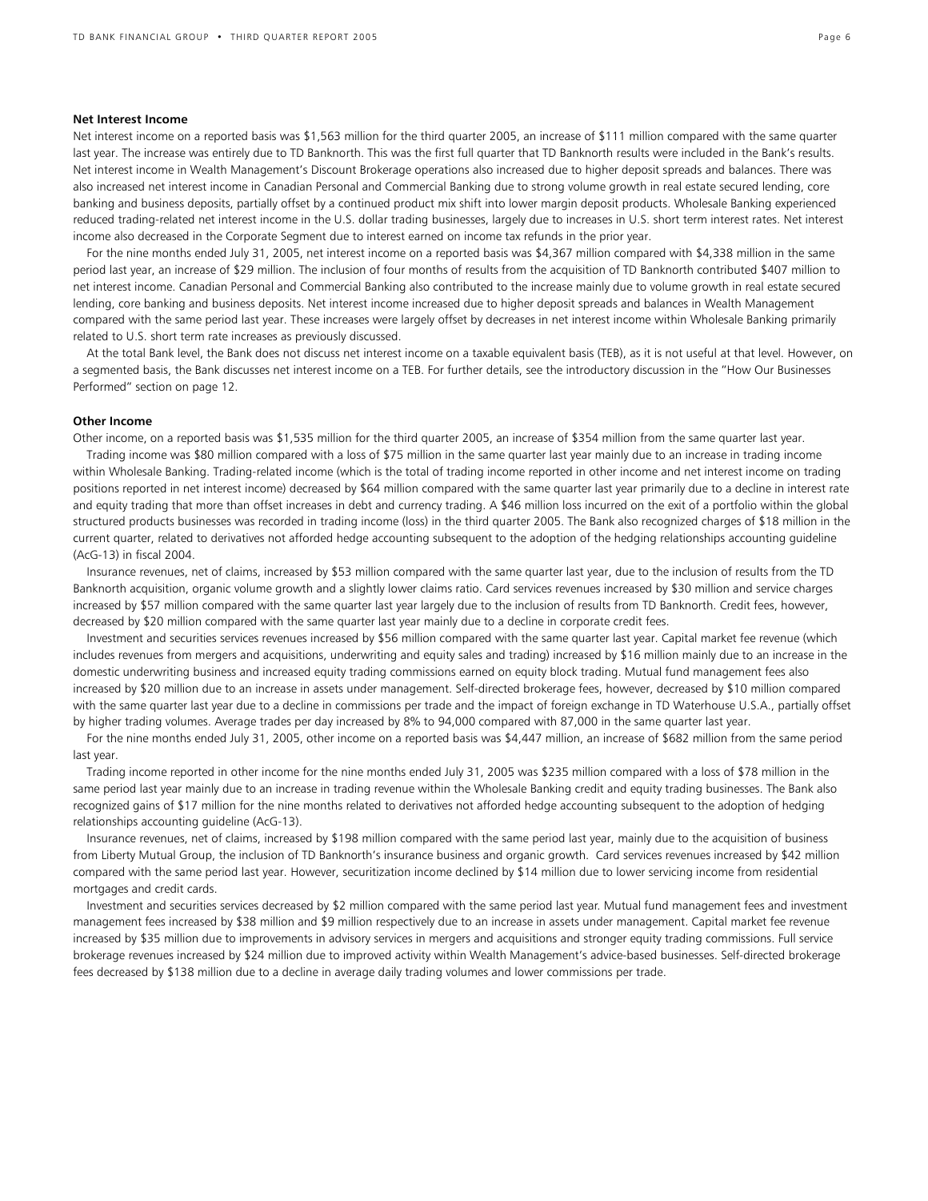**Net Interest Income**

Net interest income on a reported basis was $1,563 million for the third quarter 2005, an increase of $111 million compared with the same quarter last year. The increase was entirely due to TD Banknorth. This was the first full quarter that TD Banknorth results were included in the Bank's results. Net interest income in Wealth Management's Discount Brokerage operations also increased due to higher deposit spreads and balances. There was also increased net interest income in Canadian Personal and Commercial Banking due to strong volume growth in real estate secured lending, core banking and business deposits, partially offset by a continued product mix shift into lower margin deposit products. Wholesale Banking experienced reduced trading-related net interest income in the U.S. dollar trading businesses, largely due to increases in U.S. short term interest rates. Net interest income also decreased in the Corporate Segment due to interest earned on income tax refunds in the prior year.

For the nine months ended July 31, 2005, net interest income on a reported basis was $4,367 million compared with $4,338 million in the same period last year, an increase of $29 million. The inclusion of four months of results from the acquisition of TD Banknorth contributed $407 million to net interest income. Canadian Personal and Commercial Banking also contributed to the increase mainly due to volume growth in real estate secured lending, core banking and business deposits. Net interest income increased due to higher deposit spreads and balances in Wealth Management compared with the same period last year. These increases were largely offset by decreases in net interest income within Wholesale Banking primarily related to U.S. short term rate increases as previously discussed.

At the total Bank level, the Bank does not discuss net interest income on a taxable equivalent basis (TEB), as it is not useful at that level. However, on a segmented basis, the Bank discusses net interest income on a TEB. For further details, see the introductory discussion in the "How Our Businesses Performed" section on page 12.

**Other Income**

Other income, on a reported basis was $1,535 million for the third quarter 2005, an increase of $354 million from the same quarter last year.

Trading income was $80 million compared with a loss of $75 million in the same quarter last year mainly due to an increase in trading income within Wholesale Banking. Trading-related income (which is the total of trading income reported in other income and net interest income on trading positions reported in net interest income) decreased by $64 million compared with the same quarter last year primarily due to a decline in interest rate and equity trading that more than offset increases in debt and currency trading. A $46 million loss incurred on the exit of a portfolio within the global structured products businesses was recorded in trading income (loss) in the third quarter 2005. The Bank also recognized charges of $18 million in the current quarter, related to derivatives not afforded hedge accounting subsequent to the adoption of the hedging relationships accounting guideline (AcG-13) in fiscal 2004.

Insurance revenues, net of claims, increased by $53 million compared with the same quarter last year, due to the inclusion of results from the TD Banknorth acquisition, organic volume growth and a slightly lower claims ratio. Card services revenues increased by $30 million and service charges increased by $57 million compared with the same quarter last year largely due to the inclusion of results from TD Banknorth. Credit fees, however, decreased by $20 million compared with the same quarter last year mainly due to a decline in corporate credit fees.

Investment and securities services revenues increased by $56 million compared with the same quarter last year. Capital market fee revenue (which includes revenues from mergers and acquisitions, underwriting and equity sales and trading) increased by $16 million mainly due to an increase in the domestic underwriting business and increased equity trading commissions earned on equity block trading. Mutual fund management fees also increased by $20 million due to an increase in assets under management. Self-directed brokerage fees, however, decreased by $10 million compared with the same quarter last year due to a decline in commissions per trade and the impact of foreign exchange in TD Waterhouse U.S.A., partially offset by higher trading volumes. Average trades per day increased by 8% to 94,000 compared with 87,000 in the same quarter last year.

For the nine months ended July 31, 2005, other income on a reported basis was $4,447 million, an increase of $682 million from the same period last year.

Trading income reported in other income for the nine months ended July 31, 2005 was $235 million compared with a loss of $78 million in the same period last year mainly due to an increase in trading revenue within the Wholesale Banking credit and equity trading businesses. The Bank also recognized gains of $17 million for the nine months related to derivatives not afforded hedge accounting subsequent to the adoption of hedging relationships accounting guideline (AcG-13).

Insurance revenues, net of claims, increased by $198 million compared with the same period last year, mainly due to the acquisition of business from Liberty Mutual Group, the inclusion of TD Banknorth's insurance business and organic growth. Card services revenues increased by $42 million compared with the same period last year. However, securitization income declined by $14 million due to lower servicing income from residential mortgages and credit cards.

Investment and securities services decreased by $2 million compared with the same period last year. Mutual fund management fees and investment management fees increased by $38 million and $9 million respectively due to an increase in assets under management. Capital market fee revenue increased by $35 million due to improvements in advisory services in mergers and acquisitions and stronger equity trading commissions. Full service brokerage revenues increased by $24 million due to improved activity within Wealth Management's advice-based businesses. Self-directed brokerage fees decreased by $138 million due to a decline in average daily trading volumes and lower commissions per trade.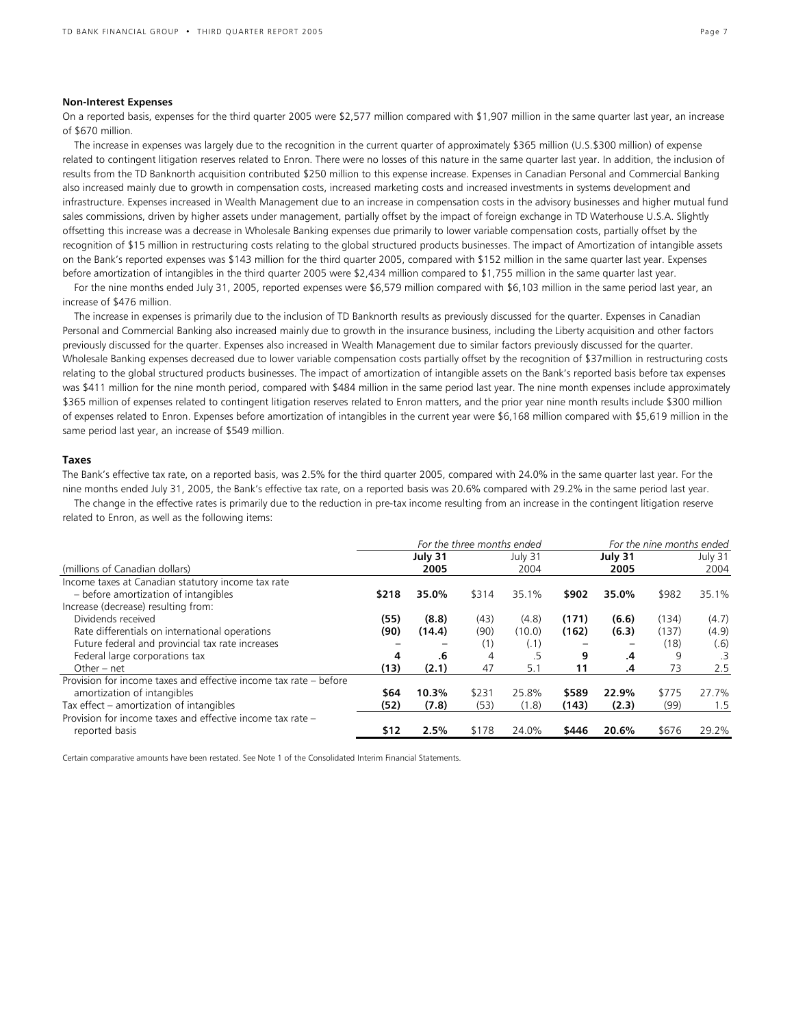### Non-Interest Expenses

On a reported basis, expenses for the third quarter 2005 were $2,577 million compared with $1,907 million in the same quarter last year, an increase of $670 million.

The increase in expenses was largely due to the recognition in the current quarter of approximately $365 million (U.S.$300 million) of expense related to contingent litigation reserves related to Enron. There were no losses of this nature in the same quarter last year. In addition, the inclusion of results from the TD Banknorth acquisition contributed $250 million to this expense increase. Expenses in Canadian Personal and Commercial Banking also increased mainly due to growth in compensation costs, increased marketing costs and increased investments in systems development and infrastructure. Expenses increased in Wealth Management due to an increase in compensation costs in the advisory businesses and higher mutual fund sales commissions, driven by higher assets under management, partially offset by the impact of foreign exchange in TD Waterhouse U.S.A. Slightly offsetting this increase was a decrease in Wholesale Banking expenses due primarily to lower variable compensation costs, partially offset by the recognition of $15 million in restructuring costs relating to the global structured products businesses. The impact of Amortization of intangible assets on the Bank's reported expenses was $143 million for the third quarter 2005, compared with $152 million in the same quarter last year. Expenses before amortization of intangibles in the third quarter 2005 were $2,434 million compared to $1,755 million in the same quarter last year.

For the nine months ended July 31, 2005, reported expenses were $6,579 million compared with $6,103 million in the same period last year, an increase of $476 million.

The increase in expenses is primarily due to the inclusion of TD Banknorth results as previously discussed for the quarter. Expenses in Canadian Personal and Commercial Banking also increased mainly due to growth in the insurance business, including the Liberty acquisition and other factors previously discussed for the quarter. Expenses also increased in Wealth Management due to similar factors previously discussed for the quarter. Wholesale Banking expenses decreased due to lower variable compensation costs partially offset by the recognition of $37million in restructuring costs relating to the global structured products businesses. The impact of amortization of intangible assets on the Bank's reported basis before tax expenses was $411 million for the nine month period, compared with $484 million in the same period last year. The nine month expenses include approximately $365 million of expenses related to contingent litigation reserves related to Enron matters, and the prior year nine month results include $300 million of expenses related to Enron. Expenses before amortization of intangibles in the current year were $6,168 million compared with $5,619 million in the same period last year, an increase of $549 million.

### Taxes

The Bank's effective tax rate, on a reported basis, was 2.5% for the third quarter 2005, compared with 24.0% in the same quarter last year. For the nine months ended July 31, 2005, the Bank's effective tax rate, on a reported basis was 20.6% compared with 29.2% in the same period last year.

The change in the effective rates is primarily due to the reduction in pre-tax income resulting from an increase in the contingent litigation reserve related to Enron, as well as the following items:

| | *For the three months ended* | | | | *For the nine months ended* | | | |
|---|---|---|---|---|---|---|---|---|
| | **July 31** | | July 31 | | **July 31** | | July 31 | |
| (millions of Canadian dollars) | **2005** | | 2004 | | **2005** | | 2004 | |
| Income taxes at Canadian statutory income tax rate – before amortization of intangibles | **$218** | **35.0%** | $314 | 35.1% | **$902** | **35.0%** | $982 | 35.1% |
| Increase (decrease) resulting from: | | | | | | | | |
| Dividends received | **(55)** | **(8.8)** | (43) | (4.8) | **(171)** | **(6.6)** | (134) | (4.7) |
| Rate differentials on international operations | **(90)** | **(14.4)** | (90) | (10.0) | **(162)** | **(6.3)** | (137) | (4.9) |
| Future federal and provincial tax rate increases | **–** | **–** | (1) | (.1) | **–** | **–** | (18) | (.6) |
| Federal large corporations tax | **4** | **.6** | 4 | .5 | **9** | **.4** | 9 | .3 |
| Other – net | **(13)** | **(2.1)** | 47 | 5.1 | **11** | **.4** | 73 | 2.5 |
| Provision for income taxes and effective income tax rate – before amortization of intangibles | **$64** | **10.3%** | $231 | 25.8% | **$589** | **22.9%** | $775 | 27.7% |
| Tax effect – amortization of intangibles | **(52)** | **(7.8)** | (53) | (1.8) | **(143)** | **(2.3)** | (99) | 1.5 |
| Provision for income taxes and effective income tax rate – reported basis | **$12** | **2.5%** | $178 | 24.0% | **$446** | **20.6%** | $676 | 29.2% |

Certain comparative amounts have been restated. See Note 1 of the Consolidated Interim Financial Statements.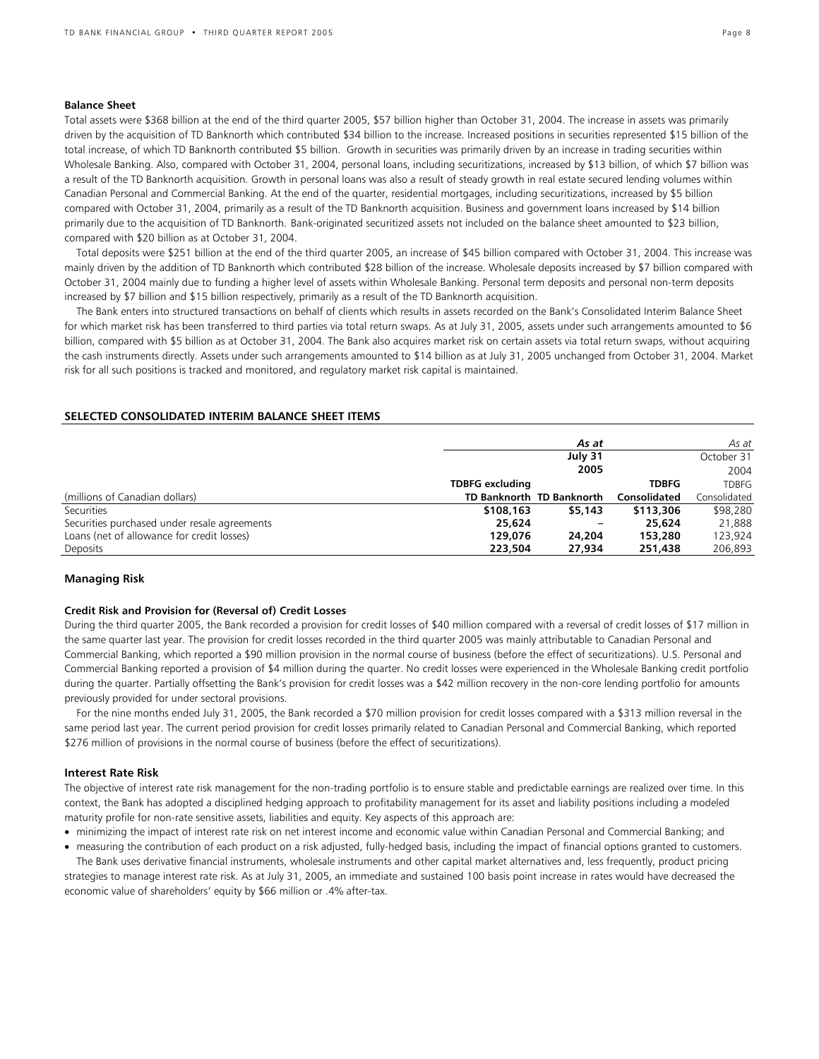### Balance Sheet

Total assets were $368 billion at the end of the third quarter 2005, $57 billion higher than October 31, 2004. The increase in assets was primarily driven by the acquisition of TD Banknorth which contributed $34 billion to the increase. Increased positions in securities represented $15 billion of the total increase, of which TD Banknorth contributed $5 billion. Growth in securities was primarily driven by an increase in trading securities within Wholesale Banking. Also, compared with October 31, 2004, personal loans, including securitizations, increased by $13 billion, of which $7 billion was a result of the TD Banknorth acquisition. Growth in personal loans was also a result of steady growth in real estate secured lending volumes within Canadian Personal and Commercial Banking. At the end of the quarter, residential mortgages, including securitizations, increased by $5 billion compared with October 31, 2004, primarily as a result of the TD Banknorth acquisition. Business and government loans increased by $14 billion primarily due to the acquisition of TD Banknorth. Bank-originated securitized assets not included on the balance sheet amounted to $23 billion, compared with $20 billion as at October 31, 2004.

Total deposits were $251 billion at the end of the third quarter 2005, an increase of $45 billion compared with October 31, 2004. This increase was mainly driven by the addition of TD Banknorth which contributed $28 billion of the increase. Wholesale deposits increased by $7 billion compared with October 31, 2004 mainly due to funding a higher level of assets within Wholesale Banking. Personal term deposits and personal non-term deposits increased by $7 billion and $15 billion respectively, primarily as a result of the TD Banknorth acquisition.

The Bank enters into structured transactions on behalf of clients which results in assets recorded on the Bank's Consolidated Interim Balance Sheet for which market risk has been transferred to third parties via total return swaps. As at July 31, 2005, assets under such arrangements amounted to $6 billion, compared with $5 billion as at October 31, 2004. The Bank also acquires market risk on certain assets via total return swaps, without acquiring the cash instruments directly. Assets under such arrangements amounted to $14 billion as at July 31, 2005 unchanged from October 31, 2004. Market risk for all such positions is tracked and monitored, and regulatory market risk capital is maintained.

### SELECTED CONSOLIDATED INTERIM BALANCE SHEET ITEMS

| | *As at* | | | *As at* |
|---|---|---|---|---|
| | **July 31** | | | October 31 |
| | **2005** | | | 2004 |
| (millions of Canadian dollars) | **TDBFG excluding TD Banknorth** | **TD Banknorth** | **TDBFG Consolidated** | TDBFG Consolidated |
| Securities | **$108,163** | **$5,143** | **$113,306** | $98,280 |
| Securities purchased under resale agreements | **25,624** | **–** | **25,624** | 21,888 |
| Loans (net of allowance for credit losses) | **129,076** | **24,204** | **153,280** | 123,924 |
| Deposits | **223,504** | **27,934** | **251,438** | 206,893 |

## Managing Risk

### Credit Risk and Provision for (Reversal of) Credit Losses

During the third quarter 2005, the Bank recorded a provision for credit losses of $40 million compared with a reversal of credit losses of $17 million in the same quarter last year. The provision for credit losses recorded in the third quarter 2005 was mainly attributable to Canadian Personal and Commercial Banking, which reported a $90 million provision in the normal course of business (before the effect of securitizations). U.S. Personal and Commercial Banking reported a provision of $4 million during the quarter. No credit losses were experienced in the Wholesale Banking credit portfolio during the quarter. Partially offsetting the Bank's provision for credit losses was a $42 million recovery in the non-core lending portfolio for amounts previously provided for under sectoral provisions.

For the nine months ended July 31, 2005, the Bank recorded a $70 million provision for credit losses compared with a $313 million reversal in the same period last year. The current period provision for credit losses primarily related to Canadian Personal and Commercial Banking, which reported $276 million of provisions in the normal course of business (before the effect of securitizations).

### Interest Rate Risk

The objective of interest rate risk management for the non-trading portfolio is to ensure stable and predictable earnings are realized over time. In this context, the Bank has adopted a disciplined hedging approach to profitability management for its asset and liability positions including a modeled maturity profile for non-rate sensitive assets, liabilities and equity. Key aspects of this approach are:

- minimizing the impact of interest rate risk on net interest income and economic value within Canadian Personal and Commercial Banking; and
- measuring the contribution of each product on a risk adjusted, fully-hedged basis, including the impact of financial options granted to customers.

The Bank uses derivative financial instruments, wholesale instruments and other capital market alternatives and, less frequently, product pricing strategies to manage interest rate risk. As at July 31, 2005, an immediate and sustained 100 basis point increase in rates would have decreased the economic value of shareholders' equity by $66 million or .4% after-tax.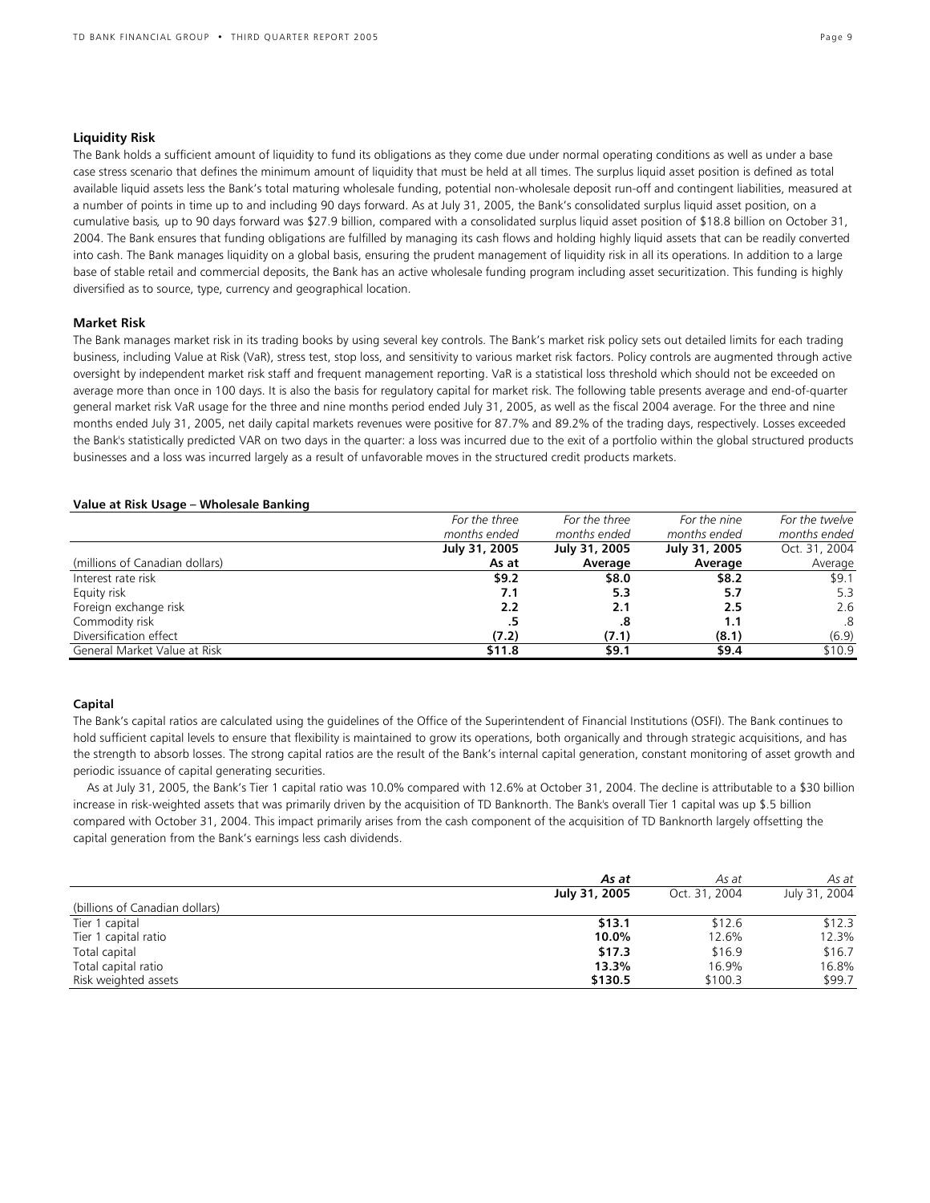### Liquidity Risk

The Bank holds a sufficient amount of liquidity to fund its obligations as they come due under normal operating conditions as well as under a base case stress scenario that defines the minimum amount of liquidity that must be held at all times. The surplus liquid asset position is defined as total available liquid assets less the Bank's total maturing wholesale funding, potential non-wholesale deposit run-off and contingent liabilities, measured at a number of points in time up to and including 90 days forward. As at July 31, 2005, the Bank's consolidated surplus liquid asset position, on a cumulative basis, up to 90 days forward was $27.9 billion, compared with a consolidated surplus liquid asset position of $18.8 billion on October 31, 2004. The Bank ensures that funding obligations are fulfilled by managing its cash flows and holding highly liquid assets that can be readily converted into cash. The Bank manages liquidity on a global basis, ensuring the prudent management of liquidity risk in all its operations. In addition to a large base of stable retail and commercial deposits, the Bank has an active wholesale funding program including asset securitization. This funding is highly diversified as to source, type, currency and geographical location.

### Market Risk

The Bank manages market risk in its trading books by using several key controls. The Bank's market risk policy sets out detailed limits for each trading business, including Value at Risk (VaR), stress test, stop loss, and sensitivity to various market risk factors. Policy controls are augmented through active oversight by independent market risk staff and frequent management reporting. VaR is a statistical loss threshold which should not be exceeded on average more than once in 100 days. It is also the basis for regulatory capital for market risk. The following table presents average and end-of-quarter general market risk VaR usage for the three and nine months period ended July 31, 2005, as well as the fiscal 2004 average. For the three and nine months ended July 31, 2005, net daily capital markets revenues were positive for 87.7% and 89.2% of the trading days, respectively. Losses exceeded the Bank's statistically predicted VAR on two days in the quarter: a loss was incurred due to the exit of a portfolio within the global structured products businesses and a loss was incurred largely as a result of unfavorable moves in the structured credit products markets.

**Value at Risk Usage – Wholesale Banking**

| | *For the three months ended* | *For the three months ended* | *For the nine months ended* | *For the twelve months ended* |
|---|---|---|---|---|
| | **July 31, 2005** | **July 31, 2005** | **July 31, 2005** | Oct. 31, 2004 |
| (millions of Canadian dollars) | **As at** | **Average** | **Average** | Average |
| Interest rate risk | **$9.2** | **$8.0** | **$8.2** | $9.1 |
| Equity risk | **7.1** | **5.3** | **5.7** | 5.3 |
| Foreign exchange risk | **2.2** | **2.1** | **2.5** | 2.6 |
| Commodity risk | **.5** | **.8** | **1.1** | .8 |
| Diversification effect | **(7.2)** | **(7.1)** | **(8.1)** | (6.9) |
| General Market Value at Risk | **$11.8** | **$9.1** | **$9.4** | $10.9 |

### Capital

The Bank's capital ratios are calculated using the guidelines of the Office of the Superintendent of Financial Institutions (OSFI). The Bank continues to hold sufficient capital levels to ensure that flexibility is maintained to grow its operations, both organically and through strategic acquisitions, and has the strength to absorb losses. The strong capital ratios are the result of the Bank's internal capital generation, constant monitoring of asset growth and periodic issuance of capital generating securities.

As at July 31, 2005, the Bank's Tier 1 capital ratio was 10.0% compared with 12.6% at October 31, 2004. The decline is attributable to a $30 billion increase in risk-weighted assets that was primarily driven by the acquisition of TD Banknorth. The Bank's overall Tier 1 capital was up $.5 billion compared with October 31, 2004. This impact primarily arises from the cash component of the acquisition of TD Banknorth largely offsetting the capital generation from the Bank's earnings less cash dividends.

| | ***As at*** | *As at* | *As at* |
|---|---|---|---|
| | **July 31, 2005** | Oct. 31, 2004 | July 31, 2004 |
| (billions of Canadian dollars) | | | |
| Tier 1 capital | **$13.1** | $12.6 | $12.3 |
| Tier 1 capital ratio | **10.0%** | 12.6% | 12.3% |
| Total capital | **$17.3** | $16.9 | $16.7 |
| Total capital ratio | **13.3%** | 16.9% | 16.8% |
| Risk weighted assets | **$130.5** | $100.3 | $99.7 |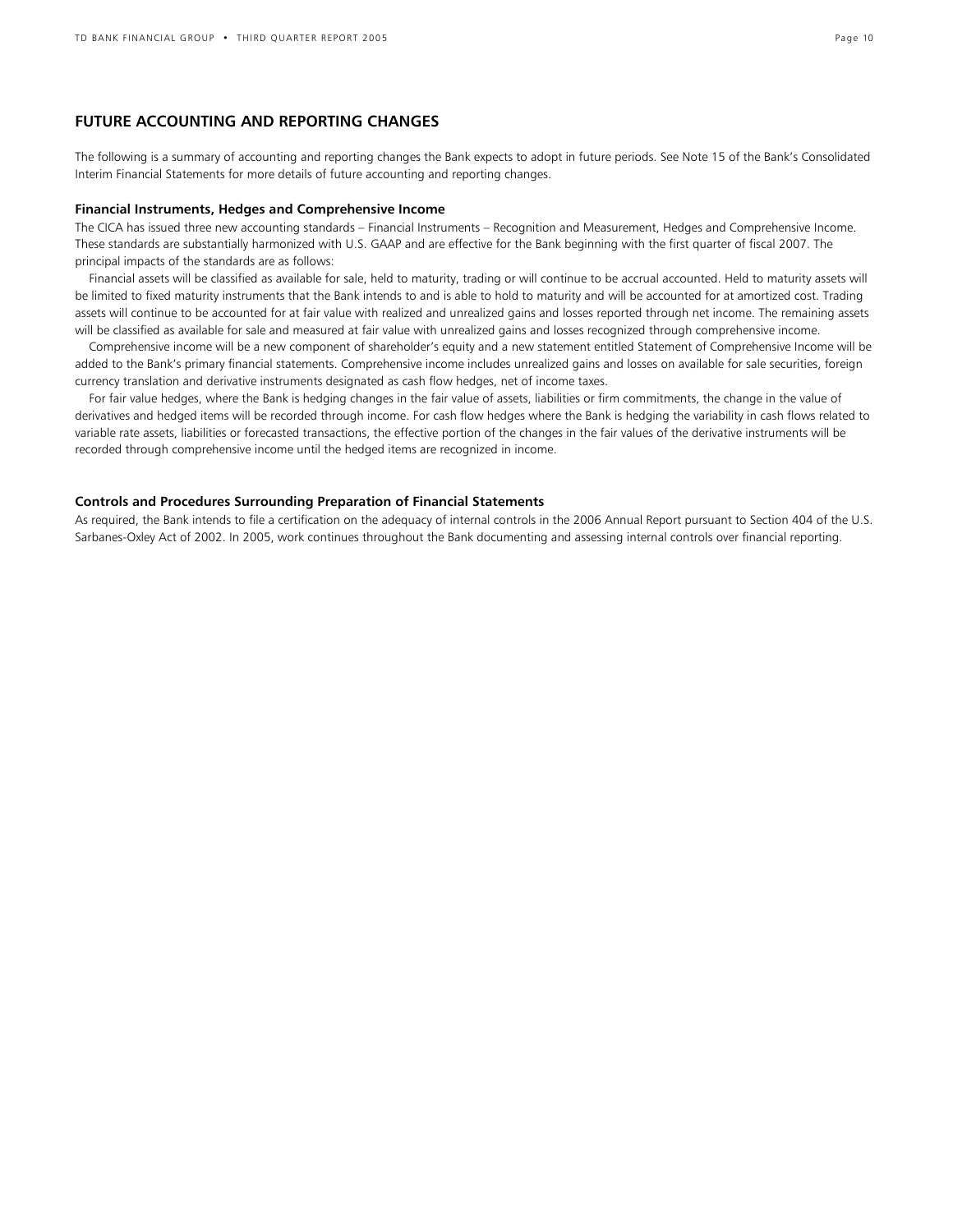## FUTURE ACCOUNTING AND REPORTING CHANGES

The following is a summary of accounting and reporting changes the Bank expects to adopt in future periods. See Note 15 of the Bank's Consolidated Interim Financial Statements for more details of future accounting and reporting changes.

### Financial Instruments, Hedges and Comprehensive Income

The CICA has issued three new accounting standards – Financial Instruments – Recognition and Measurement, Hedges and Comprehensive Income. These standards are substantially harmonized with U.S. GAAP and are effective for the Bank beginning with the first quarter of fiscal 2007. The principal impacts of the standards are as follows:

Financial assets will be classified as available for sale, held to maturity, trading or will continue to be accrual accounted. Held to maturity assets will be limited to fixed maturity instruments that the Bank intends to and is able to hold to maturity and will be accounted for at amortized cost. Trading assets will continue to be accounted for at fair value with realized and unrealized gains and losses reported through net income. The remaining assets will be classified as available for sale and measured at fair value with unrealized gains and losses recognized through comprehensive income.

Comprehensive income will be a new component of shareholder's equity and a new statement entitled Statement of Comprehensive Income will be added to the Bank's primary financial statements. Comprehensive income includes unrealized gains and losses on available for sale securities, foreign currency translation and derivative instruments designated as cash flow hedges, net of income taxes.

For fair value hedges, where the Bank is hedging changes in the fair value of assets, liabilities or firm commitments, the change in the value of derivatives and hedged items will be recorded through income. For cash flow hedges where the Bank is hedging the variability in cash flows related to variable rate assets, liabilities or forecasted transactions, the effective portion of the changes in the fair values of the derivative instruments will be recorded through comprehensive income until the hedged items are recognized in income.

### Controls and Procedures Surrounding Preparation of Financial Statements

As required, the Bank intends to file a certification on the adequacy of internal controls in the 2006 Annual Report pursuant to Section 404 of the U.S. Sarbanes-Oxley Act of 2002. In 2005, work continues throughout the Bank documenting and assessing internal controls over financial reporting.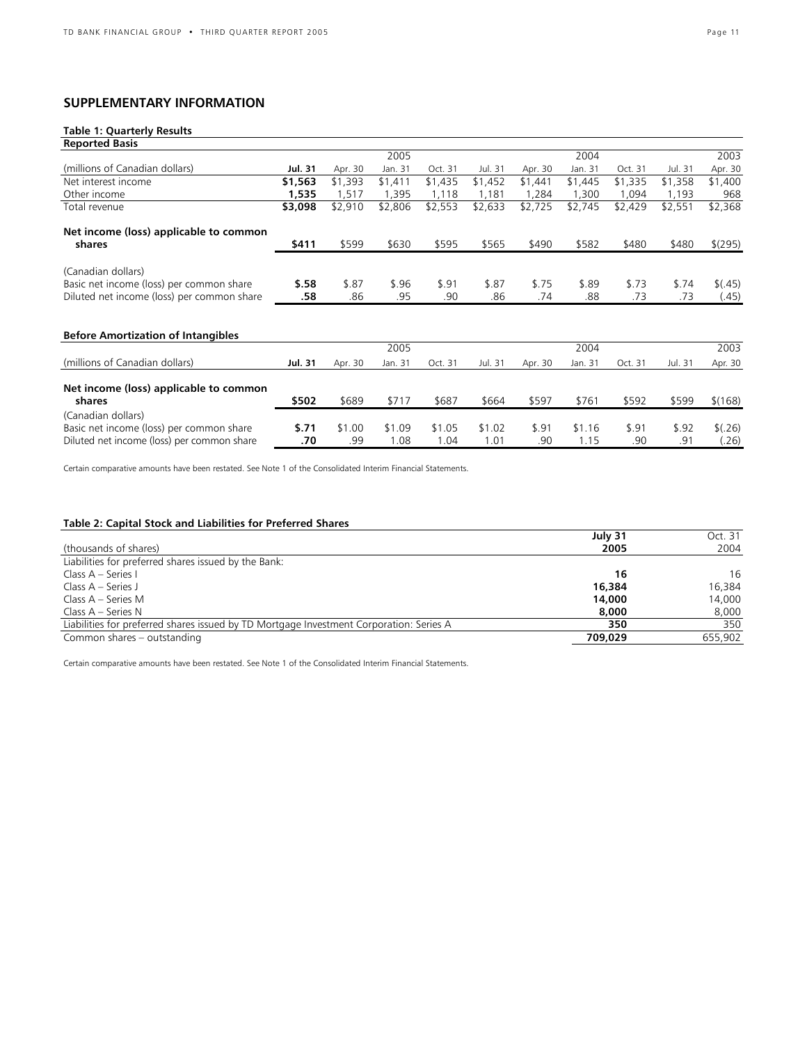## SUPPLEMENTARY INFORMATION

**Table 1: Quarterly Results**

**Reported Basis**

| | | | 2005 | | | | 2004 | | | 2003 |
|---|---|---|---|---|---|---|---|---|---|---|
| (millions of Canadian dollars) | **Jul. 31** | Apr. 30 | Jan. 31 | Oct. 31 | Jul. 31 | Apr. 30 | Jan. 31 | Oct. 31 | Jul. 31 | Apr. 30 |
| Net interest income | **$1,563** | $1,393 | $1,411 | $1,435 | $1,452 | $1,441 | $1,445 | $1,335 | $1,358 | $1,400 |
| Other income | **1,535** | 1,517 | 1,395 | 1,118 | 1,181 | 1,284 | 1,300 | 1,094 | 1,193 | 968 |
| Total revenue | **$3,098** | $2,910 | $2,806 | $2,553 | $2,633 | $2,725 | $2,745 | $2,429 | $2,551 | $2,368 |
| **Net income (loss) applicable to common shares** | **$411** | $599 | $630 | $595 | $565 | $490 | $582 | $480 | $480 | $(295) |
| (Canadian dollars) | | | | | | | | | | |
| Basic net income (loss) per common share | **$.58** | $.87 | $.96 | $.91 | $.87 | $.75 | $.89 | $.73 | $.74 | $(.45) |
| Diluted net income (loss) per common share | **.58** | .86 | .95 | .90 | .86 | .74 | .88 | .73 | .73 | (.45) |

**Before Amortization of Intangibles**

| | | | 2005 | | | | 2004 | | | 2003 |
|---|---|---|---|---|---|---|---|---|---|---|
| (millions of Canadian dollars) | **Jul. 31** | Apr. 30 | Jan. 31 | Oct. 31 | Jul. 31 | Apr. 30 | Jan. 31 | Oct. 31 | Jul. 31 | Apr. 30 |
| **Net income (loss) applicable to common shares** | **$502** | $689 | $717 | $687 | $664 | $597 | $761 | $592 | $599 | $(168) |
| (Canadian dollars) | | | | | | | | | | |
| Basic net income (loss) per common share | **$.71** | $1.00 | $1.09 | $1.05 | $1.02 | $.91 | $1.16 | $.91 | $.92 | $(.26) |
| Diluted net income (loss) per common share | **.70** | .99 | 1.08 | 1.04 | 1.01 | .90 | 1.15 | .90 | .91 | (.26) |

Certain comparative amounts have been restated. See Note 1 of the Consolidated Interim Financial Statements.

**Table 2: Capital Stock and Liabilities for Preferred Shares**

| (thousands of shares) | **July 31 2005** | Oct. 31 2004 |
|---|---|---|
| Liabilities for preferred shares issued by the Bank: | | |
| Class A – Series I | **16** | 16 |
| Class A – Series J | **16,384** | 16,384 |
| Class A – Series M | **14,000** | 14,000 |
| Class A – Series N | **8,000** | 8,000 |
| Liabilities for preferred shares issued by TD Mortgage Investment Corporation: Series A | **350** | 350 |
| Common shares – outstanding | **709,029** | 655,902 |

Certain comparative amounts have been restated. See Note 1 of the Consolidated Interim Financial Statements.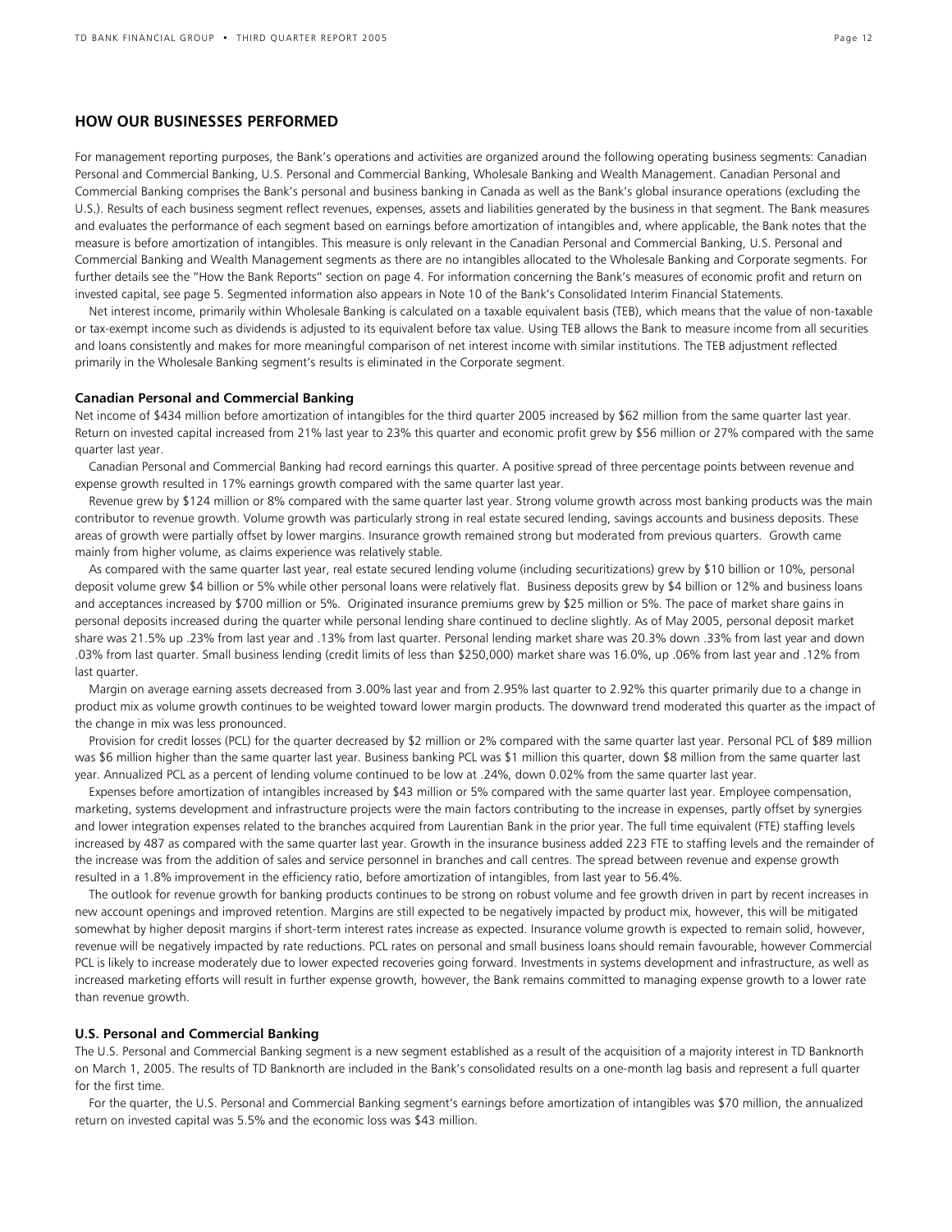## HOW OUR BUSINESSES PERFORMED

For management reporting purposes, the Bank's operations and activities are organized around the following operating business segments: Canadian Personal and Commercial Banking, U.S. Personal and Commercial Banking, Wholesale Banking and Wealth Management. Canadian Personal and Commercial Banking comprises the Bank's personal and business banking in Canada as well as the Bank's global insurance operations (excluding the U.S.). Results of each business segment reflect revenues, expenses, assets and liabilities generated by the business in that segment. The Bank measures and evaluates the performance of each segment based on earnings before amortization of intangibles and, where applicable, the Bank notes that the measure is before amortization of intangibles. This measure is only relevant in the Canadian Personal and Commercial Banking, U.S. Personal and Commercial Banking and Wealth Management segments as there are no intangibles allocated to the Wholesale Banking and Corporate segments. For further details see the "How the Bank Reports" section on page 4. For information concerning the Bank's measures of economic profit and return on invested capital, see page 5. Segmented information also appears in Note 10 of the Bank's Consolidated Interim Financial Statements.

Net interest income, primarily within Wholesale Banking is calculated on a taxable equivalent basis (TEB), which means that the value of non-taxable or tax-exempt income such as dividends is adjusted to its equivalent before tax value. Using TEB allows the Bank to measure income from all securities and loans consistently and makes for more meaningful comparison of net interest income with similar institutions. The TEB adjustment reflected primarily in the Wholesale Banking segment's results is eliminated in the Corporate segment.

### Canadian Personal and Commercial Banking

Net income of $434 million before amortization of intangibles for the third quarter 2005 increased by $62 million from the same quarter last year. Return on invested capital increased from 21% last year to 23% this quarter and economic profit grew by $56 million or 27% compared with the same quarter last year.

Canadian Personal and Commercial Banking had record earnings this quarter. A positive spread of three percentage points between revenue and expense growth resulted in 17% earnings growth compared with the same quarter last year.

Revenue grew by $124 million or 8% compared with the same quarter last year. Strong volume growth across most banking products was the main contributor to revenue growth. Volume growth was particularly strong in real estate secured lending, savings accounts and business deposits. These areas of growth were partially offset by lower margins. Insurance growth remained strong but moderated from previous quarters. Growth came mainly from higher volume, as claims experience was relatively stable.

As compared with the same quarter last year, real estate secured lending volume (including securitizations) grew by $10 billion or 10%, personal deposit volume grew $4 billion or 5% while other personal loans were relatively flat. Business deposits grew by $4 billion or 12% and business loans and acceptances increased by $700 million or 5%. Originated insurance premiums grew by $25 million or 5%. The pace of market share gains in personal deposits increased during the quarter while personal lending share continued to decline slightly. As of May 2005, personal deposit market share was 21.5% up .23% from last year and .13% from last quarter. Personal lending market share was 20.3% down .33% from last year and down .03% from last quarter. Small business lending (credit limits of less than $250,000) market share was 16.0%, up .06% from last year and .12% from last quarter.

Margin on average earning assets decreased from 3.00% last year and from 2.95% last quarter to 2.92% this quarter primarily due to a change in product mix as volume growth continues to be weighted toward lower margin products. The downward trend moderated this quarter as the impact of the change in mix was less pronounced.

Provision for credit losses (PCL) for the quarter decreased by $2 million or 2% compared with the same quarter last year. Personal PCL of $89 million was $6 million higher than the same quarter last year. Business banking PCL was $1 million this quarter, down $8 million from the same quarter last year. Annualized PCL as a percent of lending volume continued to be low at .24%, down 0.02% from the same quarter last year.

Expenses before amortization of intangibles increased by $43 million or 5% compared with the same quarter last year. Employee compensation, marketing, systems development and infrastructure projects were the main factors contributing to the increase in expenses, partly offset by synergies and lower integration expenses related to the branches acquired from Laurentian Bank in the prior year. The full time equivalent (FTE) staffing levels increased by 487 as compared with the same quarter last year. Growth in the insurance business added 223 FTE to staffing levels and the remainder of the increase was from the addition of sales and service personnel in branches and call centres. The spread between revenue and expense growth resulted in a 1.8% improvement in the efficiency ratio, before amortization of intangibles, from last year to 56.4%.

The outlook for revenue growth for banking products continues to be strong on robust volume and fee growth driven in part by recent increases in new account openings and improved retention. Margins are still expected to be negatively impacted by product mix, however, this will be mitigated somewhat by higher deposit margins if short-term interest rates increase as expected. Insurance volume growth is expected to remain solid, however, revenue will be negatively impacted by rate reductions. PCL rates on personal and small business loans should remain favourable, however Commercial PCL is likely to increase moderately due to lower expected recoveries going forward. Investments in systems development and infrastructure, as well as increased marketing efforts will result in further expense growth, however, the Bank remains committed to managing expense growth to a lower rate than revenue growth.

### U.S. Personal and Commercial Banking

The U.S. Personal and Commercial Banking segment is a new segment established as a result of the acquisition of a majority interest in TD Banknorth on March 1, 2005. The results of TD Banknorth are included in the Bank's consolidated results on a one-month lag basis and represent a full quarter for the first time.

For the quarter, the U.S. Personal and Commercial Banking segment's earnings before amortization of intangibles was $70 million, the annualized return on invested capital was 5.5% and the economic loss was $43 million.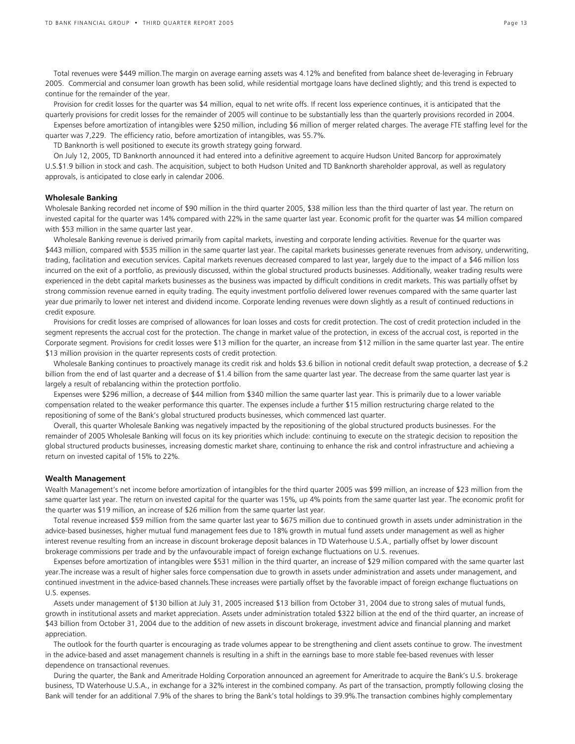Total revenues were $449 million.The margin on average earning assets was 4.12% and benefited from balance sheet de-leveraging in February 2005. Commercial and consumer loan growth has been solid, while residential mortgage loans have declined slightly; and this trend is expected to continue for the remainder of the year.

Provision for credit losses for the quarter was $4 million, equal to net write offs. If recent loss experience continues, it is anticipated that the quarterly provisions for credit losses for the remainder of 2005 will continue to be substantially less than the quarterly provisions recorded in 2004.

Expenses before amortization of intangibles were $250 million, including $6 million of merger related charges. The average FTE staffing level for the quarter was 7,229. The efficiency ratio, before amortization of intangibles, was 55.7%.

TD Banknorth is well positioned to execute its growth strategy going forward.

On July 12, 2005, TD Banknorth announced it had entered into a definitive agreement to acquire Hudson United Bancorp for approximately U.S.$1.9 billion in stock and cash. The acquisition, subject to both Hudson United and TD Banknorth shareholder approval, as well as regulatory approvals, is anticipated to close early in calendar 2006.

**Wholesale Banking**

Wholesale Banking recorded net income of $90 million in the third quarter 2005, $38 million less than the third quarter of last year. The return on invested capital for the quarter was 14% compared with 22% in the same quarter last year. Economic profit for the quarter was $4 million compared with $53 million in the same quarter last year.

Wholesale Banking revenue is derived primarily from capital markets, investing and corporate lending activities. Revenue for the quarter was $443 million, compared with $535 million in the same quarter last year. The capital markets businesses generate revenues from advisory, underwriting, trading, facilitation and execution services. Capital markets revenues decreased compared to last year, largely due to the impact of a $46 million loss incurred on the exit of a portfolio, as previously discussed, within the global structured products businesses. Additionally, weaker trading results were experienced in the debt capital markets businesses as the business was impacted by difficult conditions in credit markets. This was partially offset by strong commission revenue earned in equity trading. The equity investment portfolio delivered lower revenues compared with the same quarter last year due primarily to lower net interest and dividend income. Corporate lending revenues were down slightly as a result of continued reductions in credit exposure.

Provisions for credit losses are comprised of allowances for loan losses and costs for credit protection. The cost of credit protection included in the segment represents the accrual cost for the protection. The change in market value of the protection, in excess of the accrual cost, is reported in the Corporate segment. Provisions for credit losses were $13 million for the quarter, an increase from $12 million in the same quarter last year. The entire $13 million provision in the quarter represents costs of credit protection.

Wholesale Banking continues to proactively manage its credit risk and holds $3.6 billion in notional credit default swap protection, a decrease of $.2 billion from the end of last quarter and a decrease of $1.4 billion from the same quarter last year. The decrease from the same quarter last year is largely a result of rebalancing within the protection portfolio.

Expenses were $296 million, a decrease of $44 million from $340 million the same quarter last year. This is primarily due to a lower variable compensation related to the weaker performance this quarter. The expenses include a further $15 million restructuring charge related to the repositioning of some of the Bank's global structured products businesses, which commenced last quarter.

Overall, this quarter Wholesale Banking was negatively impacted by the repositioning of the global structured products businesses. For the remainder of 2005 Wholesale Banking will focus on its key priorities which include: continuing to execute on the strategic decision to reposition the global structured products businesses, increasing domestic market share, continuing to enhance the risk and control infrastructure and achieving a return on invested capital of 15% to 22%.

**Wealth Management**

Wealth Management's net income before amortization of intangibles for the third quarter 2005 was $99 million, an increase of $23 million from the same quarter last year. The return on invested capital for the quarter was 15%, up 4% points from the same quarter last year. The economic profit for the quarter was $19 million, an increase of $26 million from the same quarter last year.

Total revenue increased $59 million from the same quarter last year to $675 million due to continued growth in assets under administration in the advice-based businesses, higher mutual fund management fees due to 18% growth in mutual fund assets under management as well as higher interest revenue resulting from an increase in discount brokerage deposit balances in TD Waterhouse U.S.A., partially offset by lower discount brokerage commissions per trade and by the unfavourable impact of foreign exchange fluctuations on U.S. revenues.

Expenses before amortization of intangibles were $531 million in the third quarter, an increase of $29 million compared with the same quarter last year.The increase was a result of higher sales force compensation due to growth in assets under administration and assets under management, and continued investment in the advice-based channels.These increases were partially offset by the favorable impact of foreign exchange fluctuations on U.S. expenses.

Assets under management of $130 billion at July 31, 2005 increased $13 billion from October 31, 2004 due to strong sales of mutual funds, growth in institutional assets and market appreciation. Assets under administration totaled $322 billion at the end of the third quarter, an increase of $43 billion from October 31, 2004 due to the addition of new assets in discount brokerage, investment advice and financial planning and market appreciation.

The outlook for the fourth quarter is encouraging as trade volumes appear to be strengthening and client assets continue to grow. The investment in the advice-based and asset management channels is resulting in a shift in the earnings base to more stable fee-based revenues with lesser dependence on transactional revenues.

During the quarter, the Bank and Ameritrade Holding Corporation announced an agreement for Ameritrade to acquire the Bank's U.S. brokerage business, TD Waterhouse U.S.A., in exchange for a 32% interest in the combined company. As part of the transaction, promptly following closing the Bank will tender for an additional 7.9% of the shares to bring the Bank's total holdings to 39.9%.The transaction combines highly complementary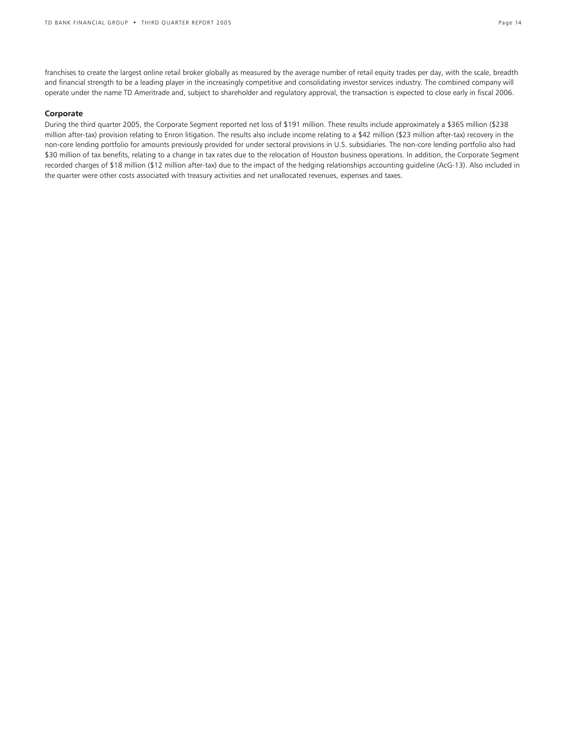franchises to create the largest online retail broker globally as measured by the average number of retail equity trades per day, with the scale, breadth and financial strength to be a leading player in the increasingly competitive and consolidating investor services industry. The combined company will operate under the name TD Ameritrade and, subject to shareholder and regulatory approval, the transaction is expected to close early in fiscal 2006.

**Corporate**

During the third quarter 2005, the Corporate Segment reported net loss of $191 million. These results include approximately a $365 million ($238 million after-tax) provision relating to Enron litigation. The results also include income relating to a $42 million ($23 million after-tax) recovery in the non-core lending portfolio for amounts previously provided for under sectoral provisions in U.S. subsidiaries. The non-core lending portfolio also had $30 million of tax benefits, relating to a change in tax rates due to the relocation of Houston business operations. In addition, the Corporate Segment recorded charges of $18 million ($12 million after-tax) due to the impact of the hedging relationships accounting guideline (AcG-13). Also included in the quarter were other costs associated with treasury activities and net unallocated revenues, expenses and taxes.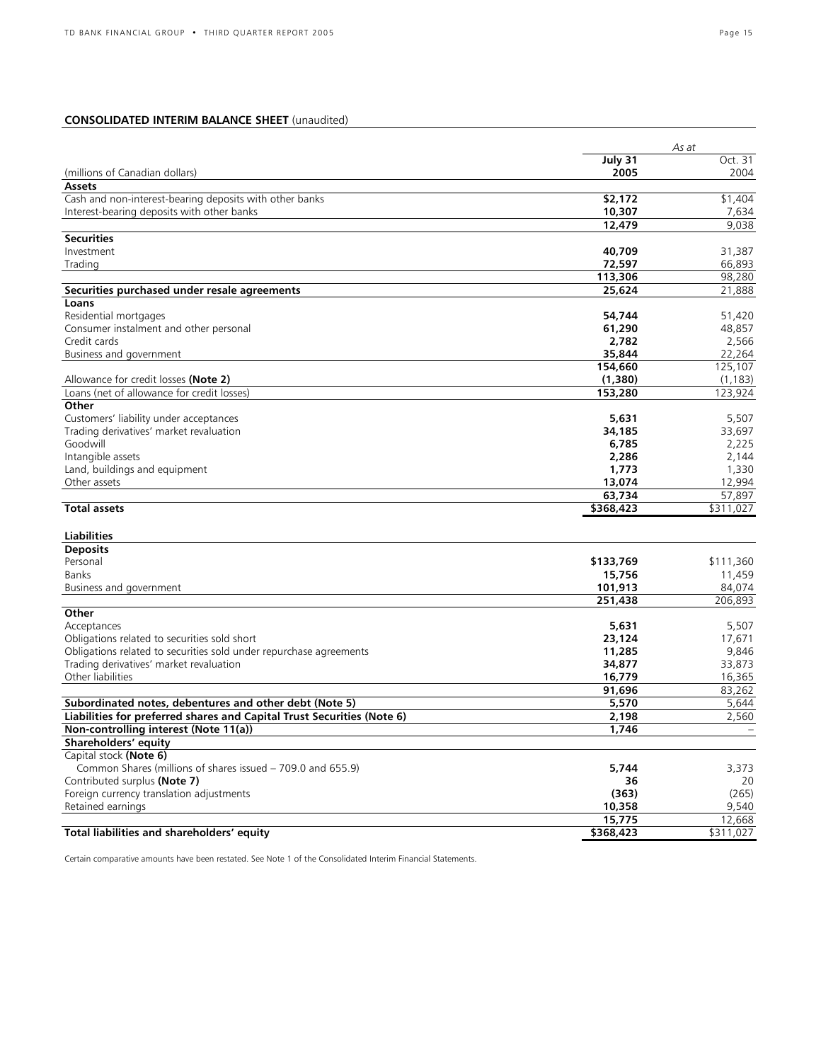## CONSOLIDATED INTERIM BALANCE SHEET (unaudited)

| | *As at* | |
|---|---|---|
| (millions of Canadian dollars) | **July 31 2005** | Oct. 31 2004 |
| **Assets** | | |
| Cash and non-interest-bearing deposits with other banks | **$2,172** | $1,404 |
| Interest-bearing deposits with other banks | **10,307** | 7,634 |
| | **12,479** | 9,038 |
| **Securities** | | |
| Investment | **40,709** | 31,387 |
| Trading | **72,597** | 66,893 |
| | **113,306** | 98,280 |
| **Securities purchased under resale agreements** | **25,624** | 21,888 |
| **Loans** | | |
| Residential mortgages | **54,744** | 51,420 |
| Consumer instalment and other personal | **61,290** | 48,857 |
| Credit cards | **2,782** | 2,566 |
| Business and government | **35,844** | 22,264 |
| | **154,660** | 125,107 |
| Allowance for credit losses **(Note 2)** | **(1,380)** | (1,183) |
| Loans (net of allowance for credit losses) | **153,280** | 123,924 |
| **Other** | | |
| Customers' liability under acceptances | **5,631** | 5,507 |
| Trading derivatives' market revaluation | **34,185** | 33,697 |
| Goodwill | **6,785** | 2,225 |
| Intangible assets | **2,286** | 2,144 |
| Land, buildings and equipment | **1,773** | 1,330 |
| Other assets | **13,074** | 12,994 |
| | **63,734** | 57,897 |
| **Total assets** | **$368,423** | $311,027 |
| | | |
| **Liabilities** | | |
| **Deposits** | | |
| Personal | **$133,769** | $111,360 |
| Banks | **15,756** | 11,459 |
| Business and government | **101,913** | 84,074 |
| | **251,438** | 206,893 |
| **Other** | | |
| Acceptances | **5,631** | 5,507 |
| Obligations related to securities sold short | **23,124** | 17,671 |
| Obligations related to securities sold under repurchase agreements | **11,285** | 9,846 |
| Trading derivatives' market revaluation | **34,877** | 33,873 |
| Other liabilities | **16,779** | 16,365 |
| | **91,696** | 83,262 |
| **Subordinated notes, debentures and other debt (Note 5)** | **5,570** | 5,644 |
| **Liabilities for preferred shares and Capital Trust Securities (Note 6)** | **2,198** | 2,560 |
| **Non-controlling interest (Note 11(a))** | **1,746** | – |
| **Shareholders' equity** | | |
| Capital stock **(Note 6)** | | |
| Common Shares (millions of shares issued – 709.0 and 655.9) | **5,744** | 3,373 |
| Contributed surplus **(Note 7)** | **36** | 20 |
| Foreign currency translation adjustments | **(363)** | (265) |
| Retained earnings | **10,358** | 9,540 |
| | **15,775** | 12,668 |
| **Total liabilities and shareholders' equity** | **$368,423** | $311,027 |

Certain comparative amounts have been restated. See Note 1 of the Consolidated Interim Financial Statements.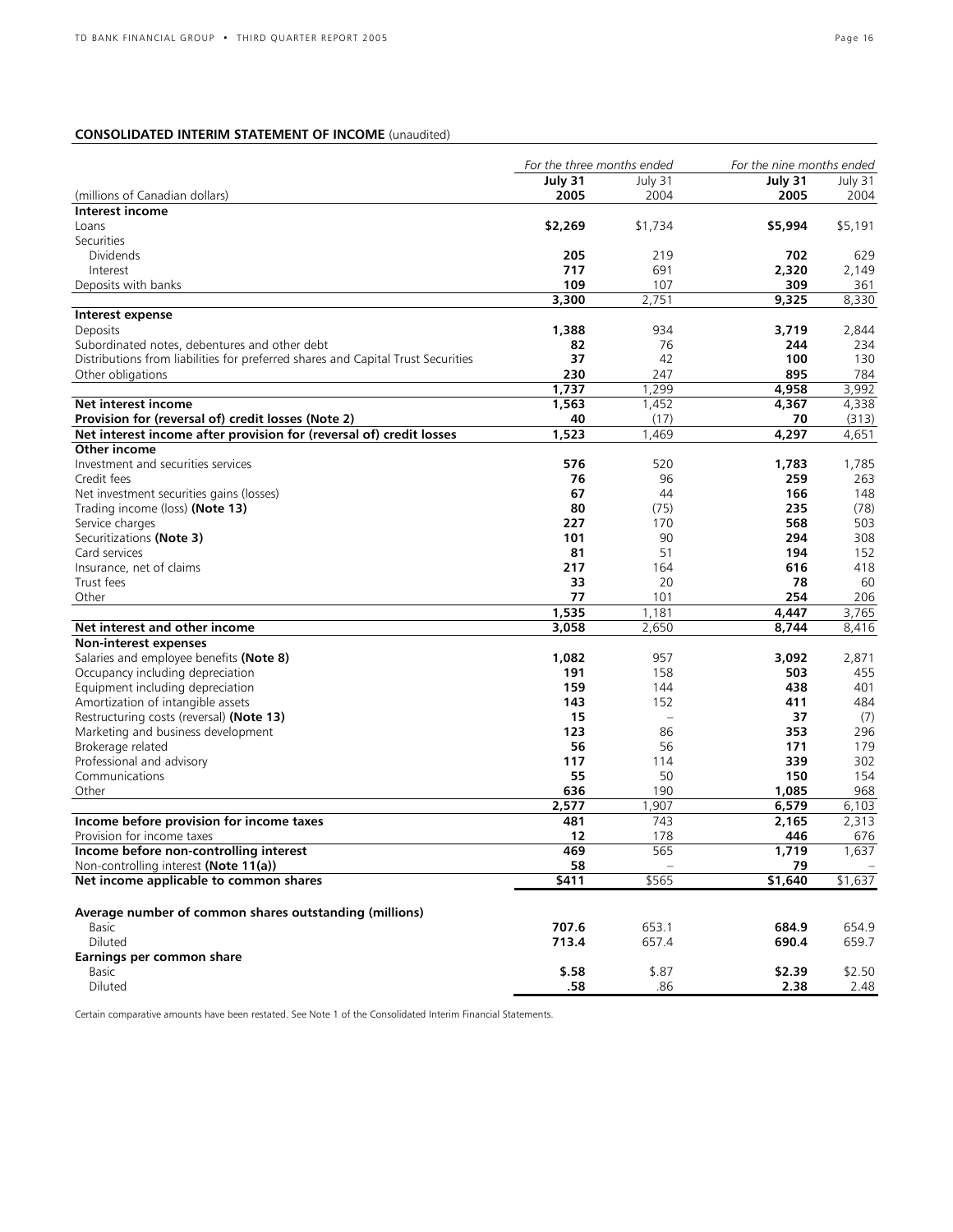**CONSOLIDATED INTERIM STATEMENT OF INCOME** (unaudited)

| | *For the three months ended* | | *For the nine months ended* | |
|---|---|---|---|---|
| | **July 31** | July 31 | **July 31** | July 31 |
| (millions of Canadian dollars) | **2005** | 2004 | **2005** | 2004 |
| **Interest income** | | | | |
| Loans | **$2,269** | $1,734 | **$5,994** | $5,191 |
| Securities | | | | |
| Dividends | **205** | 219 | **702** | 629 |
| Interest | **717** | 691 | **2,320** | 2,149 |
| Deposits with banks | **109** | 107 | **309** | 361 |
| | **3,300** | 2,751 | **9,325** | 8,330 |
| **Interest expense** | | | | |
| Deposits | **1,388** | 934 | **3,719** | 2,844 |
| Subordinated notes, debentures and other debt | **82** | 76 | **244** | 234 |
| Distributions from liabilities for preferred shares and Capital Trust Securities | **37** | 42 | **100** | 130 |
| Other obligations | **230** | 247 | **895** | 784 |
| | **1,737** | 1,299 | **4,958** | 3,992 |
| **Net interest income** | **1,563** | 1,452 | **4,367** | 4,338 |
| **Provision for (reversal of) credit losses (Note 2)** | **40** | (17) | **70** | (313) |
| **Net interest income after provision for (reversal of) credit losses** | **1,523** | 1,469 | **4,297** | 4,651 |
| **Other income** | | | | |
| Investment and securities services | **576** | 520 | **1,783** | 1,785 |
| Credit fees | **76** | 96 | **259** | 263 |
| Net investment securities gains (losses) | **67** | 44 | **166** | 148 |
| Trading income (loss) **(Note 13)** | **80** | (75) | **235** | (78) |
| Service charges | **227** | 170 | **568** | 503 |
| Securitizations **(Note 3)** | **101** | 90 | **294** | 308 |
| Card services | **81** | 51 | **194** | 152 |
| Insurance, net of claims | **217** | 164 | **616** | 418 |
| Trust fees | **33** | 20 | **78** | 60 |
| Other | **77** | 101 | **254** | 206 |
| | **1,535** | 1,181 | **4,447** | 3,765 |
| **Net interest and other income** | **3,058** | 2,650 | **8,744** | 8,416 |
| **Non-interest expenses** | | | | |
| Salaries and employee benefits **(Note 8)** | **1,082** | 957 | **3,092** | 2,871 |
| Occupancy including depreciation | **191** | 158 | **503** | 455 |
| Equipment including depreciation | **159** | 144 | **438** | 401 |
| Amortization of intangible assets | **143** | 152 | **411** | 484 |
| Restructuring costs (reversal) **(Note 13)** | **15** | – | **37** | (7) |
| Marketing and business development | **123** | 86 | **353** | 296 |
| Brokerage related | **56** | 56 | **171** | 179 |
| Professional and advisory | **117** | 114 | **339** | 302 |
| Communications | **55** | 50 | **150** | 154 |
| Other | **636** | 190 | **1,085** | 968 |
| | **2,577** | 1,907 | **6,579** | 6,103 |
| **Income before provision for income taxes** | **481** | 743 | **2,165** | 2,313 |
| Provision for income taxes | **12** | 178 | **446** | 676 |
| **Income before non-controlling interest** | **469** | 565 | **1,719** | 1,637 |
| Non-controlling interest **(Note 11(a))** | **58** | – | **79** | – |
| **Net income applicable to common shares** | **$411** | $565 | **$1,640** | $1,637 |
| | | | | |
| **Average number of common shares outstanding (millions)** | | | | |
| Basic | **707.6** | 653.1 | **684.9** | 654.9 |
| Diluted | **713.4** | 657.4 | **690.4** | 659.7 |
| **Earnings per common share** | | | | |
| Basic | **$.58** | $.87 | **$2.39** | $2.50 |
| Diluted | **.58** | .86 | **2.38** | 2.48 |

Certain comparative amounts have been restated. See Note 1 of the Consolidated Interim Financial Statements.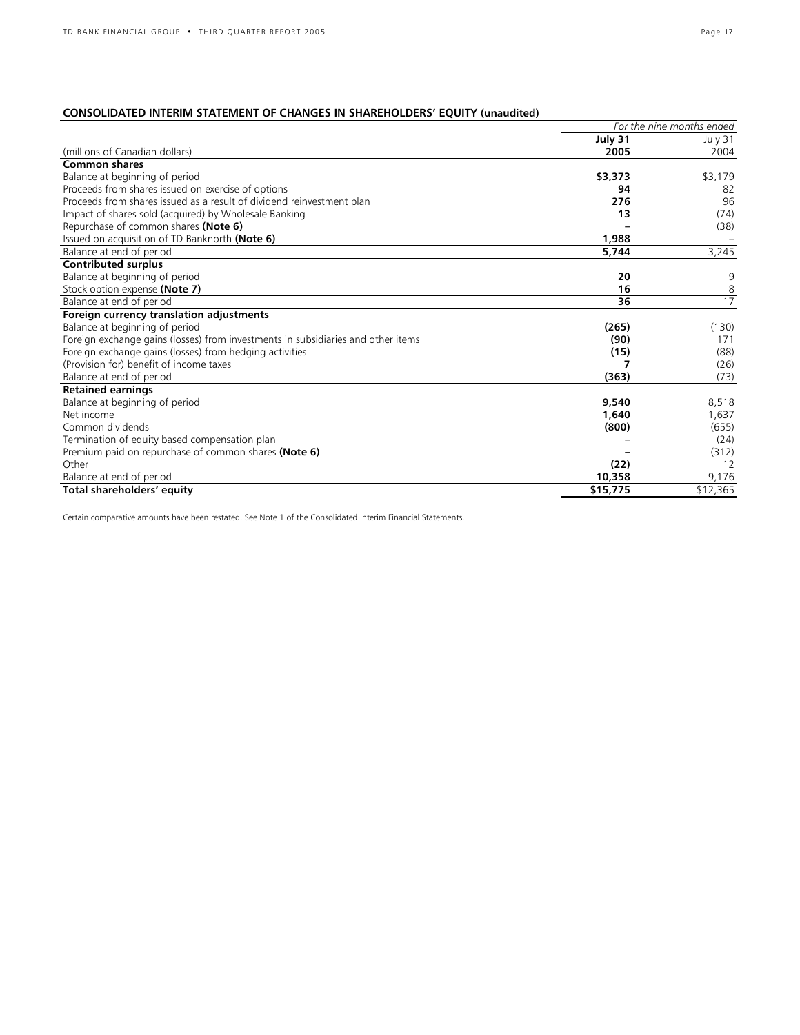## CONSOLIDATED INTERIM STATEMENT OF CHANGES IN SHAREHOLDERS' EQUITY (unaudited)

| | *For the nine months ended* | |
|---|---|---|
| | **July 31** | July 31 |
| (millions of Canadian dollars) | **2005** | 2004 |
| **Common shares** | | |
| Balance at beginning of period | **$3,373** | $3,179 |
| Proceeds from shares issued on exercise of options | **94** | 82 |
| Proceeds from shares issued as a result of dividend reinvestment plan | **276** | 96 |
| Impact of shares sold (acquired) by Wholesale Banking | **13** | (74) |
| Repurchase of common shares **(Note 6)** | **–** | (38) |
| Issued on acquisition of TD Banknorth **(Note 6)** | **1,988** | – |
| Balance at end of period | **5,744** | 3,245 |
| **Contributed surplus** | | |
| Balance at beginning of period | **20** | 9 |
| Stock option expense **(Note 7)** | **16** | 8 |
| Balance at end of period | **36** | 17 |
| **Foreign currency translation adjustments** | | |
| Balance at beginning of period | **(265)** | (130) |
| Foreign exchange gains (losses) from investments in subsidiaries and other items | **(90)** | 171 |
| Foreign exchange gains (losses) from hedging activities | **(15)** | (88) |
| (Provision for) benefit of income taxes | **7** | (26) |
| Balance at end of period | **(363)** | (73) |
| **Retained earnings** | | |
| Balance at beginning of period | **9,540** | 8,518 |
| Net income | **1,640** | 1,637 |
| Common dividends | **(800)** | (655) |
| Termination of equity based compensation plan | **–** | (24) |
| Premium paid on repurchase of common shares **(Note 6)** | **–** | (312) |
| Other | **(22)** | 12 |
| Balance at end of period | **10,358** | 9,176 |
| **Total shareholders' equity** | **$15,775** | $12,365 |

Certain comparative amounts have been restated. See Note 1 of the Consolidated Interim Financial Statements.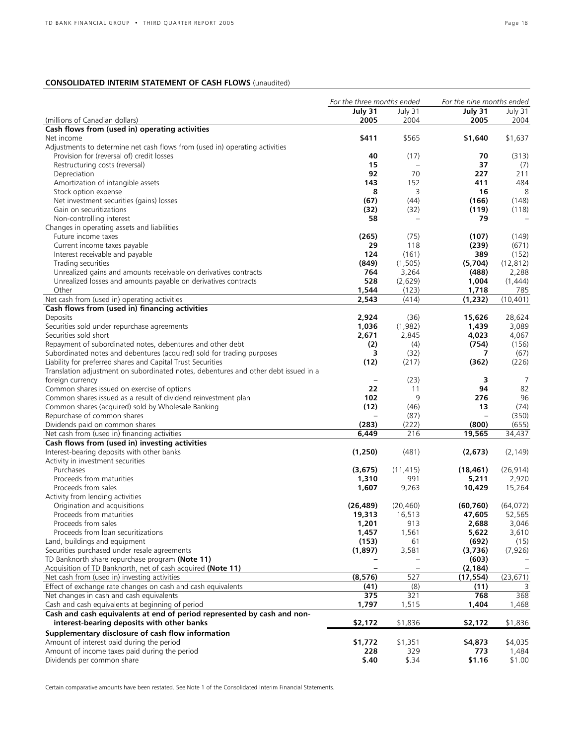## CONSOLIDATED INTERIM STATEMENT OF CASH FLOWS (unaudited)

| (millions of Canadian dollars) | *For the three months ended* | | *For the nine months ended* | |
|---|---|---|---|---|
| | **July 31 2005** | July 31 2004 | **July 31 2005** | July 31 2004 |
| **Cash flows from (used in) operating activities** | | | | |
| Net income | **$411** | $565 | **$1,640** | $1,637 |
| Adjustments to determine net cash flows from (used in) operating activities | | | | |
| Provision for (reversal of) credit losses | **40** | (17) | **70** | (313) |
| Restructuring costs (reversal) | **15** | – | **37** | (7) |
| Depreciation | **92** | 70 | **227** | 211 |
| Amortization of intangible assets | **143** | 152 | **411** | 484 |
| Stock option expense | **8** | 3 | **16** | 8 |
| Net investment securities (gains) losses | **(67)** | (44) | **(166)** | (148) |
| Gain on securitizations | **(32)** | (32) | **(119)** | (118) |
| Non-controlling interest | **58** | – | **79** | – |
| Changes in operating assets and liabilities | | | | |
| Future income taxes | **(265)** | (75) | **(107)** | (149) |
| Current income taxes payable | **29** | 118 | **(239)** | (671) |
| Interest receivable and payable | **124** | (161) | **389** | (152) |
| Trading securities | **(849)** | (1,505) | **(5,704)** | (12,812) |
| Unrealized gains and amounts receivable on derivatives contracts | **764** | 3,264 | **(488)** | 2,288 |
| Unrealized losses and amounts payable on derivatives contracts | **528** | (2,629) | **1,004** | (1,444) |
| Other | **1,544** | (123) | **1,718** | 785 |
| Net cash from (used in) operating activities | **2,543** | (414) | **(1,232)** | (10,401) |
| **Cash flows from (used in) financing activities** | | | | |
| Deposits | **2,924** | (36) | **15,626** | 28,624 |
| Securities sold under repurchase agreements | **1,036** | (1,982) | **1,439** | 3,089 |
| Securities sold short | **2,671** | 2,845 | **4,023** | 4,067 |
| Repayment of subordinated notes, debentures and other debt | **(2)** | (4) | **(754)** | (156) |
| Subordinated notes and debentures (acquired) sold for trading purposes | **3** | (32) | **7** | (67) |
| Liability for preferred shares and Capital Trust Securities | **(12)** | (217) | **(362)** | (226) |
| Translation adjustment on subordinated notes, debentures and other debt issued in a foreign currency | **–** | (23) | **3** | 7 |
| Common shares issued on exercise of options | **22** | 11 | **94** | 82 |
| Common shares issued as a result of dividend reinvestment plan | **102** | 9 | **276** | 96 |
| Common shares (acquired) sold by Wholesale Banking | **(12)** | (46) | **13** | (74) |
| Repurchase of common shares | **–** | (87) | **–** | (350) |
| Dividends paid on common shares | **(283)** | (222) | **(800)** | (655) |
| Net cash from (used in) financing activities | **6,449** | 216 | **19,565** | 34,437 |
| **Cash flows from (used in) investing activities** | | | | |
| Interest-bearing deposits with other banks | **(1,250)** | (481) | **(2,673)** | (2,149) |
| Activity in investment securities | | | | |
| Purchases | **(3,675)** | (11,415) | **(18,461)** | (26,914) |
| Proceeds from maturities | **1,310** | 991 | **5,211** | 2,920 |
| Proceeds from sales | **1,607** | 9,263 | **10,429** | 15,264 |
| Activity from lending activities | | | | |
| Origination and acquisitions | **(26,489)** | (20,460) | **(60,760)** | (64,072) |
| Proceeds from maturities | **19,313** | 16,513 | **47,605** | 52,565 |
| Proceeds from sales | **1,201** | 913 | **2,688** | 3,046 |
| Proceeds from loan securitizations | **1,457** | 1,561 | **5,622** | 3,610 |
| Land, buildings and equipment | **(153)** | 61 | **(692)** | (15) |
| Securities purchased under resale agreements | **(1,897)** | 3,581 | **(3,736)** | (7,926) |
| TD Banknorth share repurchase program **(Note 11)** | **–** | – | **(603)** | – |
| Acquisition of TD Banknorth, net of cash acquired **(Note 11)** | **–** | – | **(2,184)** | – |
| Net cash from (used in) investing activities | **(8,576)** | 527 | **(17,554)** | (23,671) |
| Effect of exchange rate changes on cash and cash equivalents | **(41)** | (8) | **(11)** | 3 |
| Net changes in cash and cash equivalents | **375** | 321 | **768** | 368 |
| Cash and cash equivalents at beginning of period | **1,797** | 1,515 | **1,404** | 1,468 |
| **Cash and cash equivalents at end of period represented by cash and non-interest-bearing deposits with other banks** | **$2,172** | $1,836 | **$2,172** | $1,836 |
| **Supplementary disclosure of cash flow information** | | | | |
| Amount of interest paid during the period | **$1,772** | $1,351 | **$4,873** | $4,035 |
| Amount of income taxes paid during the period | **228** | 329 | **773** | 1,484 |
| Dividends per common share | **$.40** | $.34 | **$1.16** | $1.00 |

Certain comparative amounts have been restated. See Note 1 of the Consolidated Interim Financial Statements.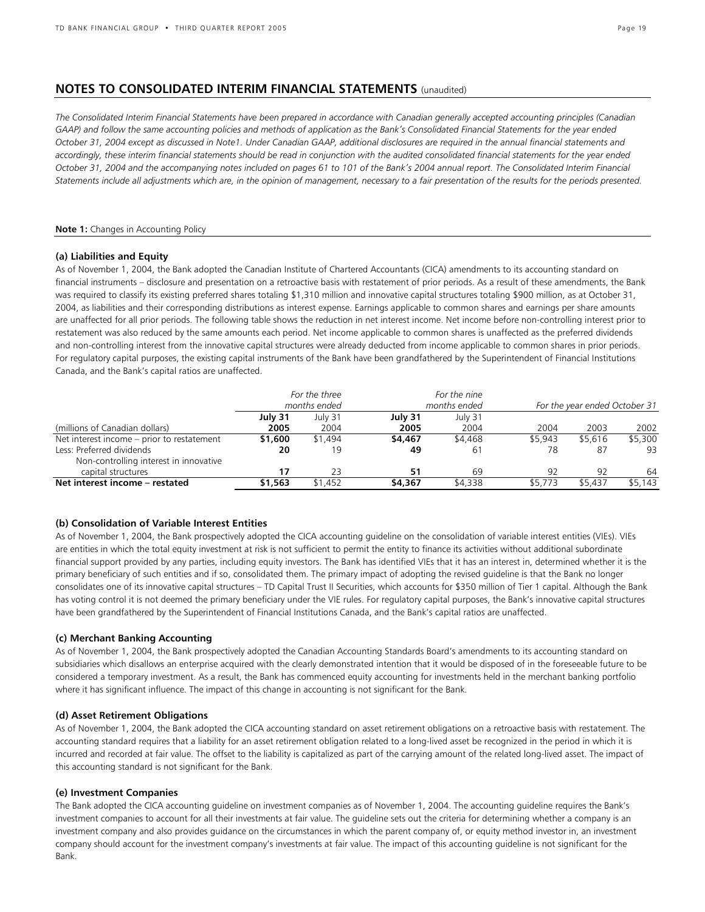## NOTES TO CONSOLIDATED INTERIM FINANCIAL STATEMENTS (unaudited)

*The Consolidated Interim Financial Statements have been prepared in accordance with Canadian generally accepted accounting principles (Canadian GAAP) and follow the same accounting policies and methods of application as the Bank's Consolidated Financial Statements for the year ended October 31, 2004 except as discussed in Note1. Under Canadian GAAP, additional disclosures are required in the annual financial statements and accordingly, these interim financial statements should be read in conjunction with the audited consolidated financial statements for the year ended October 31, 2004 and the accompanying notes included on pages 61 to 101 of the Bank's 2004 annual report. The Consolidated Interim Financial Statements include all adjustments which are, in the opinion of management, necessary to a fair presentation of the results for the periods presented.*

**Note 1:** Changes in Accounting Policy

### (a) Liabilities and Equity

As of November 1, 2004, the Bank adopted the Canadian Institute of Chartered Accountants (CICA) amendments to its accounting standard on financial instruments – disclosure and presentation on a retroactive basis with restatement of prior periods. As a result of these amendments, the Bank was required to classify its existing preferred shares totaling $1,310 million and innovative capital structures totaling $900 million, as at October 31, 2004, as liabilities and their corresponding distributions as interest expense. Earnings applicable to common shares and earnings per share amounts are unaffected for all prior periods. The following table shows the reduction in net interest income. Net income before non-controlling interest prior to restatement was also reduced by the same amounts each period. Net income applicable to common shares is unaffected as the preferred dividends and non-controlling interest from the innovative capital structures were already deducted from income applicable to common shares in prior periods. For regulatory capital purposes, the existing capital instruments of the Bank have been grandfathered by the Superintendent of Financial Institutions Canada, and the Bank's capital ratios are unaffected.

| | *For the three months ended* | | *For the nine months ended* | | *For the year ended October 31* | | |
|---|---|---|---|---|---|---|---|
| (millions of Canadian dollars) | **July 31 2005** | July 31 2004 | **July 31 2005** | July 31 2004 | 2004 | 2003 | 2002 |
| Net interest income – prior to restatement | **$1,600** | $1,494 | **$4,467** | $4,468 | $5,943 | $5,616 | $5,300 |
| Less: Preferred dividends | **20** | 19 | **49** | 61 | 78 | 87 | 93 |
| Non-controlling interest in innovative capital structures | **17** | 23 | **51** | 69 | 92 | 92 | 64 |
| **Net interest income – restated** | **$1,563** | $1,452 | **$4,367** | $4,338 | $5,773 | $5,437 | $5,143 |

### (b) Consolidation of Variable Interest Entities

As of November 1, 2004, the Bank prospectively adopted the CICA accounting guideline on the consolidation of variable interest entities (VIEs). VIEs are entities in which the total equity investment at risk is not sufficient to permit the entity to finance its activities without additional subordinate financial support provided by any parties, including equity investors. The Bank has identified VIEs that it has an interest in, determined whether it is the primary beneficiary of such entities and if so, consolidated them. The primary impact of adopting the revised guideline is that the Bank no longer consolidates one of its innovative capital structures – TD Capital Trust II Securities, which accounts for $350 million of Tier 1 capital. Although the Bank has voting control it is not deemed the primary beneficiary under the VIE rules. For regulatory capital purposes, the Bank's innovative capital structures have been grandfathered by the Superintendent of Financial Institutions Canada, and the Bank's capital ratios are unaffected.

### (c) Merchant Banking Accounting

As of November 1, 2004, the Bank prospectively adopted the Canadian Accounting Standards Board's amendments to its accounting standard on subsidiaries which disallows an enterprise acquired with the clearly demonstrated intention that it would be disposed of in the foreseeable future to be considered a temporary investment. As a result, the Bank has commenced equity accounting for investments held in the merchant banking portfolio where it has significant influence. The impact of this change in accounting is not significant for the Bank.

### (d) Asset Retirement Obligations

As of November 1, 2004, the Bank adopted the CICA accounting standard on asset retirement obligations on a retroactive basis with restatement. The accounting standard requires that a liability for an asset retirement obligation related to a long-lived asset be recognized in the period in which it is incurred and recorded at fair value. The offset to the liability is capitalized as part of the carrying amount of the related long-lived asset. The impact of this accounting standard is not significant for the Bank.

### (e) Investment Companies

The Bank adopted the CICA accounting guideline on investment companies as of November 1, 2004. The accounting guideline requires the Bank's investment companies to account for all their investments at fair value. The guideline sets out the criteria for determining whether a company is an investment company and also provides guidance on the circumstances in which the parent company of, or equity method investor in, an investment company should account for the investment company's investments at fair value. The impact of this accounting guideline is not significant for the Bank.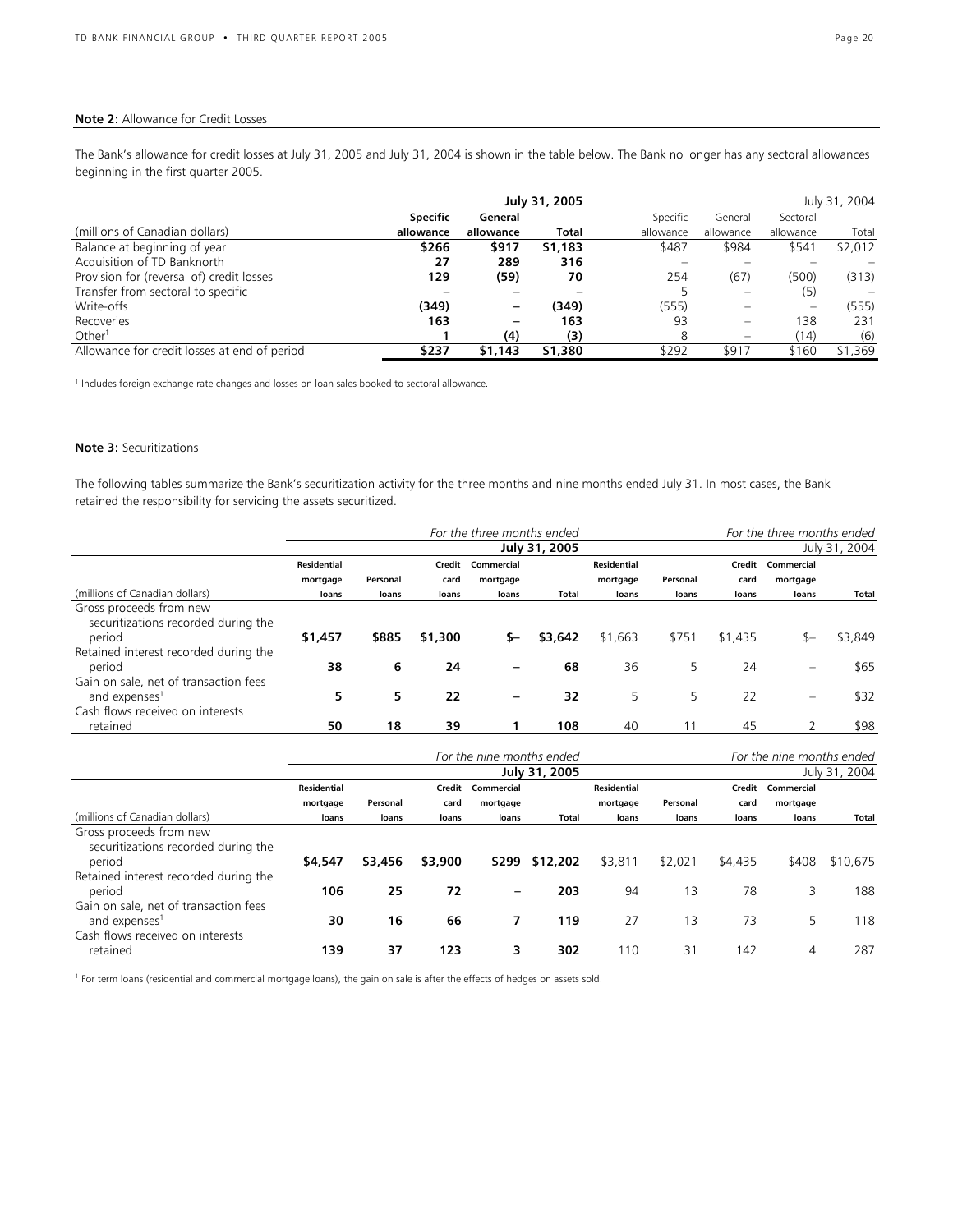**Note 2:** Allowance for Credit Losses

The Bank's allowance for credit losses at July 31, 2005 and July 31, 2004 is shown in the table below. The Bank no longer has any sectoral allowances beginning in the first quarter 2005.

| | **July 31, 2005** | | | July 31, 2004 | | | |
|---|---|---|---|---|---|---|---|
| (millions of Canadian dollars) | **Specific allowance** | **General allowance** | **Total** | Specific allowance | General allowance | Sectoral allowance | Total |
| Balance at beginning of year | **$266** | **$917** | **$1,183** | $487 | $984 | $541 | $2,012 |
| Acquisition of TD Banknorth | **27** | **289** | **316** | – | – | – | – |
| Provision for (reversal of) credit losses | **129** | **(59)** | **70** | 254 | (67) | (500) | (313) |
| Transfer from sectoral to specific | **–** | **–** | **–** | 5 | – | (5) | – |
| Write-offs | **(349)** | **–** | **(349)** | (555) | – | – | (555) |
| Recoveries | **163** | **–** | **163** | 93 | – | 138 | 231 |
| Other[1] | **1** | **(4)** | **(3)** | 8 | – | (14) | (6) |
| Allowance for credit losses at end of period | **$237** | **$1,143** | **$1,380** | $292 | $917 | $160 | $1,369 |

[1] Includes foreign exchange rate changes and losses on loan sales booked to sectoral allowance.

**Note 3:** Securitizations

The following tables summarize the Bank's securitization activity for the three months and nine months ended July 31. In most cases, the Bank retained the responsibility for servicing the assets securitized.

| | *For the three months ended* **July 31, 2005** | | | | | *For the three months ended* July 31, 2004 | | | | |
|---|---|---|---|---|---|---|---|---|---|---|
| (millions of Canadian dollars) | **Residential mortgage loans** | **Personal loans** | **Credit card loans** | **Commercial mortgage loans** | **Total** | **Residential mortgage loans** | **Personal loans** | **Credit card loans** | **Commercial mortgage loans** | **Total** |
| Gross proceeds from new securitizations recorded during the period | **$1,457** | **$885** | **$1,300** | **$–** | **$3,642** | $1,663 | $751 | $1,435 | $– | $3,849 |
| Retained interest recorded during the period | **38** | **6** | **24** | **–** | **68** | 36 | 5 | 24 | – | $65 |
| Gain on sale, net of transaction fees and expenses[1] | **5** | **5** | **22** | **–** | **32** | 5 | 5 | 22 | – | $32 |
| Cash flows received on interests retained | **50** | **18** | **39** | **1** | **108** | 40 | 11 | 45 | 2 | $98 |

| | *For the nine months ended* **July 31, 2005** | | | | | *For the nine months ended* July 31, 2004 | | | | |
|---|---|---|---|---|---|---|---|---|---|---|
| (millions of Canadian dollars) | **Residential mortgage loans** | **Personal loans** | **Credit card loans** | **Commercial mortgage loans** | **Total** | **Residential mortgage loans** | **Personal loans** | **Credit card loans** | **Commercial mortgage loans** | **Total** |
| Gross proceeds from new securitizations recorded during the period | **$4,547** | **$3,456** | **$3,900** | **$299** | **$12,202** | $3,811 | $2,021 | $4,435 | $408 | $10,675 |
| Retained interest recorded during the period | **106** | **25** | **72** | **–** | **203** | 94 | 13 | 78 | 3 | 188 |
| Gain on sale, net of transaction fees and expenses[1] | **30** | **16** | **66** | **7** | **119** | 27 | 13 | 73 | 5 | 118 |
| Cash flows received on interests retained | **139** | **37** | **123** | **3** | **302** | 110 | 31 | 142 | 4 | 287 |

[1] For term loans (residential and commercial mortgage loans), the gain on sale is after the effects of hedges on assets sold.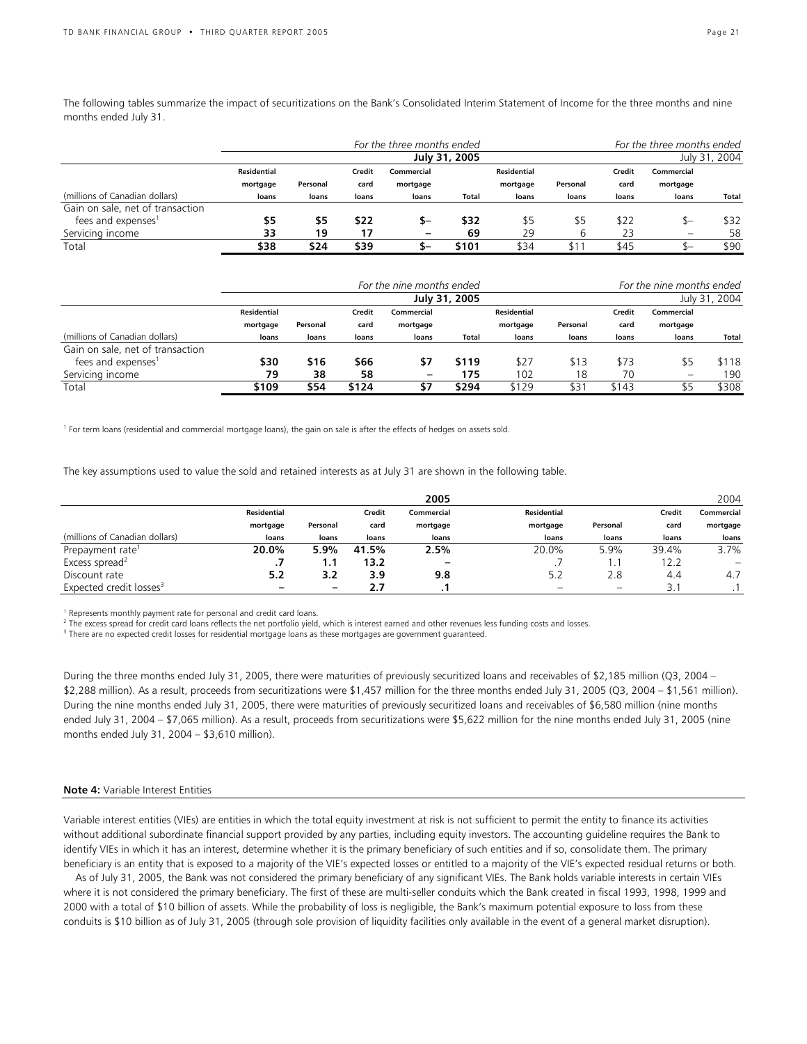The following tables summarize the impact of securitizations on the Bank's Consolidated Interim Statement of Income for the three months and nine months ended July 31.

| | *For the three months ended* **July 31, 2005** | | | | | *For the three months ended* July 31, 2004 | | | | |
|---|---|---|---|---|---|---|---|---|---|---|
| (millions of Canadian dollars) | **Residential mortgage loans** | **Personal loans** | **Credit card loans** | **Commercial mortgage loans** | **Total** | **Residential mortgage loans** | **Personal loans** | **Credit card loans** | **Commercial mortgage loans** | **Total** |
| Gain on sale, net of transaction fees and expenses[1] | **$5** | **$5** | **$22** | **$–** | **$32** | $5 | $5 | $22 | $– | $32 |
| Servicing income | **33** | **19** | **17** | **–** | **69** | 29 | 6 | 23 | – | 58 |
| Total | **$38** | **$24** | **$39** | **$–** | **$101** | $34 | $11 | $45 | $– | $90 |

| | *For the nine months ended* **July 31, 2005** | | | | | *For the nine months ended* July 31, 2004 | | | | |
|---|---|---|---|---|---|---|---|---|---|---|
| (millions of Canadian dollars) | **Residential mortgage loans** | **Personal loans** | **Credit card loans** | **Commercial mortgage loans** | **Total** | **Residential mortgage loans** | **Personal loans** | **Credit card loans** | **Commercial mortgage loans** | **Total** |
| Gain on sale, net of transaction fees and expenses[1] | **$30** | **$16** | **$66** | **$7** | **$119** | $27 | $13 | $73 | $5 | $118 |
| Servicing income | **79** | **38** | **58** | **–** | **175** | 102 | 18 | 70 | – | 190 |
| Total | **$109** | **$54** | **$124** | **$7** | **$294** | $129 | $31 | $143 | $5 | $308 |

[1] For term loans (residential and commercial mortgage loans), the gain on sale is after the effects of hedges on assets sold.

The key assumptions used to value the sold and retained interests as at July 31 are shown in the following table.

| | **2005** | | | | 2004 | | | |
|---|---|---|---|---|---|---|---|---|
| (millions of Canadian dollars) | **Residential mortgage loans** | **Personal loans** | **Credit card loans** | **Commercial mortgage loans** | **Residential mortgage loans** | **Personal loans** | **Credit card loans** | **Commercial mortgage loans** |
| Prepayment rate[1] | **20.0%** | **5.9%** | **41.5%** | **2.5%** | 20.0% | 5.9% | 39.4% | 3.7% |
| Excess spread[2] | **.7** | **1.1** | **13.2** | **–** | .7 | 1.1 | 12.2 | – |
| Discount rate | **5.2** | **3.2** | **3.9** | **9.8** | 5.2 | 2.8 | 4.4 | 4.7 |
| Expected credit losses[3] | **–** | **–** | **2.7** | **.1** | – | – | 3.1 | .1 |

[1] Represents monthly payment rate for personal and credit card loans.
[2] The excess spread for credit card loans reflects the net portfolio yield, which is interest earned and other revenues less funding costs and losses.
[3] There are no expected credit losses for residential mortgage loans as these mortgages are government guaranteed.

During the three months ended July 31, 2005, there were maturities of previously securitized loans and receivables of $2,185 million (Q3, 2004 – $2,288 million). As a result, proceeds from securitizations were $1,457 million for the three months ended July 31, 2005 (Q3, 2004 – $1,561 million). During the nine months ended July 31, 2005, there were maturities of previously securitized loans and receivables of $6,580 million (nine months ended July 31, 2004 – $7,065 million). As a result, proceeds from securitizations were $5,622 million for the nine months ended July 31, 2005 (nine months ended July 31, 2004 – $3,610 million).

## Note 4: Variable Interest Entities

Variable interest entities (VIEs) are entities in which the total equity investment at risk is not sufficient to permit the entity to finance its activities without additional subordinate financial support provided by any parties, including equity investors. The accounting guideline requires the Bank to identify VIEs in which it has an interest, determine whether it is the primary beneficiary of such entities and if so, consolidate them. The primary beneficiary is an entity that is exposed to a majority of the VIE's expected losses or entitled to a majority of the VIE's expected residual returns or both.

As of July 31, 2005, the Bank was not considered the primary beneficiary of any significant VIEs. The Bank holds variable interests in certain VIEs where it is not considered the primary beneficiary. The first of these are multi-seller conduits which the Bank created in fiscal 1993, 1998, 1999 and 2000 with a total of $10 billion of assets. While the probability of loss is negligible, the Bank's maximum potential exposure to loss from these conduits is $10 billion as of July 31, 2005 (through sole provision of liquidity facilities only available in the event of a general market disruption).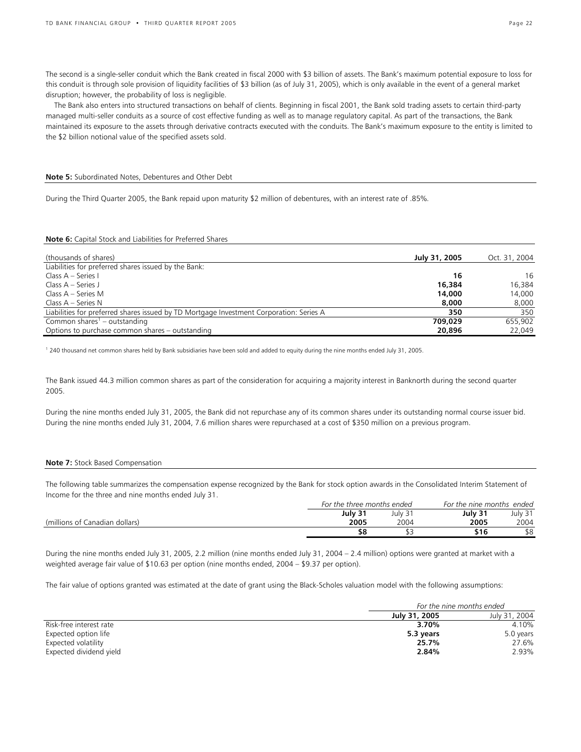The second is a single-seller conduit which the Bank created in fiscal 2000 with $3 billion of assets. The Bank's maximum potential exposure to loss for this conduit is through sole provision of liquidity facilities of $3 billion (as of July 31, 2005), which is only available in the event of a general market disruption; however, the probability of loss is negligible.

The Bank also enters into structured transactions on behalf of clients. Beginning in fiscal 2001, the Bank sold trading assets to certain third-party managed multi-seller conduits as a source of cost effective funding as well as to manage regulatory capital. As part of the transactions, the Bank maintained its exposure to the assets through derivative contracts executed with the conduits. The Bank's maximum exposure to the entity is limited to the $2 billion notional value of the specified assets sold.

**Note 5:** Subordinated Notes, Debentures and Other Debt

During the Third Quarter 2005, the Bank repaid upon maturity $2 million of debentures, with an interest rate of .85%.

**Note 6:** Capital Stock and Liabilities for Preferred Shares

| (thousands of shares) | **July 31, 2005** | Oct. 31, 2004 |
|---|---|---|
| Liabilities for preferred shares issued by the Bank: | | |
| Class A – Series I | **16** | 16 |
| Class A – Series J | **16,384** | 16,384 |
| Class A – Series M | **14,000** | 14,000 |
| Class A – Series N | **8,000** | 8,000 |
| Liabilities for preferred shares issued by TD Mortgage Investment Corporation: Series A | **350** | 350 |
| Common shares[1] – outstanding | **709,029** | 655,902 |
| Options to purchase common shares – outstanding | **20,896** | 22,049 |

[1] 240 thousand net common shares held by Bank subsidiaries have been sold and added to equity during the nine months ended July 31, 2005.

The Bank issued 44.3 million common shares as part of the consideration for acquiring a majority interest in Banknorth during the second quarter 2005.

During the nine months ended July 31, 2005, the Bank did not repurchase any of its common shares under its outstanding normal course issuer bid. During the nine months ended July 31, 2004, 7.6 million shares were repurchased at a cost of $350 million on a previous program.

**Note 7:** Stock Based Compensation

The following table summarizes the compensation expense recognized by the Bank for stock option awards in the Consolidated Interim Statement of Income for the three and nine months ended July 31.

| | *For the three months ended* | | *For the nine months ended* | |
|---|---|---|---|---|
| (millions of Canadian dollars) | **July 31 2005** | July 31 2004 | **July 31 2005** | July 31 2004 |
| | **$8** | $3 | **$16** | $8 |

During the nine months ended July 31, 2005, 2.2 million (nine months ended July 31, 2004 – 2.4 million) options were granted at market with a weighted average fair value of $10.63 per option (nine months ended, 2004 – $9.37 per option).

The fair value of options granted was estimated at the date of grant using the Black-Scholes valuation model with the following assumptions:

| | *For the nine months ended* | |
|---|---|---|
| | **July 31, 2005** | July 31, 2004 |
| Risk-free interest rate | **3.70%** | 4.10% |
| Expected option life | **5.3 years** | 5.0 years |
| Expected volatility | **25.7%** | 27.6% |
| Expected dividend yield | **2.84%** | 2.93% |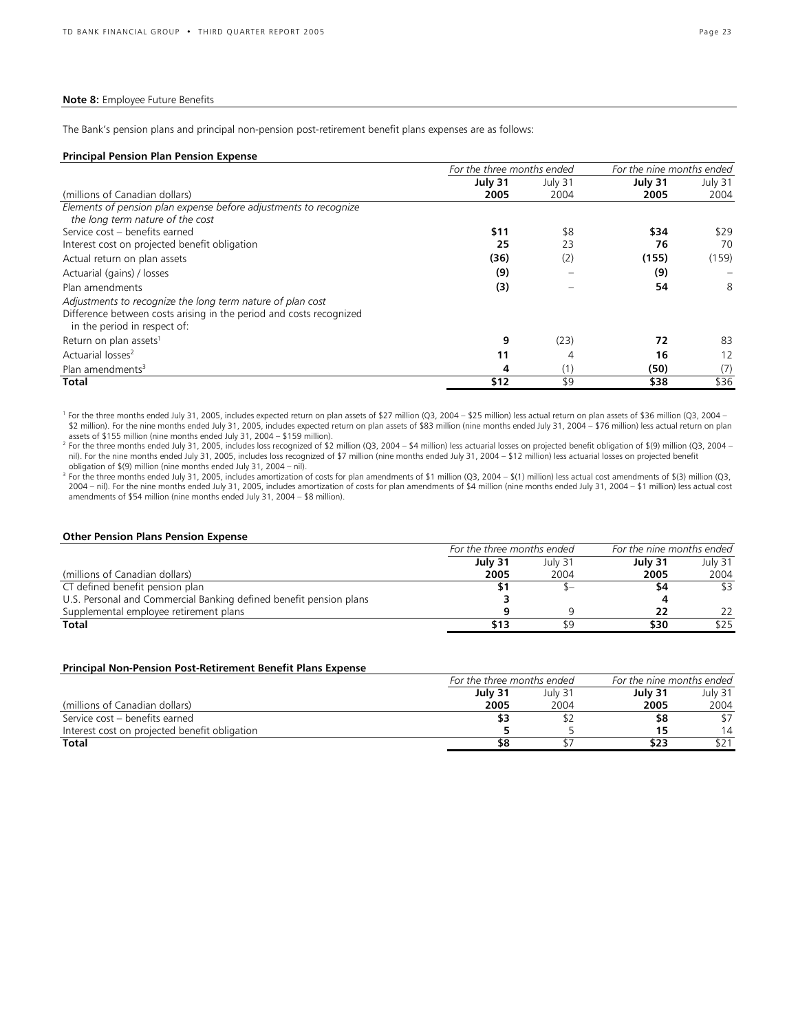**Note 8:** Employee Future Benefits

The Bank's pension plans and principal non-pension post-retirement benefit plans expenses are as follows:

**Principal Pension Plan Pension Expense**

| | *For the three months ended* | | *For the nine months ended* | |
|---|---|---|---|---|
| (millions of Canadian dollars) | **July 31 2005** | July 31 2004 | **July 31 2005** | July 31 2004 |
| *Elements of pension plan expense before adjustments to recognize the long term nature of the cost* | | | | |
| Service cost – benefits earned | **$11** | $8 | **$34** | $29 |
| Interest cost on projected benefit obligation | **25** | 23 | **76** | 70 |
| Actual return on plan assets | **(36)** | (2) | **(155)** | (159) |
| Actuarial (gains) / losses | **(9)** | – | **(9)** | – |
| Plan amendments | **(3)** | – | **54** | 8 |
| *Adjustments to recognize the long term nature of plan cost* | | | | |
| Difference between costs arising in the period and costs recognized in the period in respect of: | | | | |
| Return on plan assets[1] | **9** | (23) | **72** | 83 |
| Actuarial losses[2] | **11** | 4 | **16** | 12 |
| Plan amendments[3] | **4** | (1) | **(50)** | (7) |
| **Total** | **$12** | $9 | **$38** | $36 |

[1] For the three months ended July 31, 2005, includes expected return on plan assets of $27 million (Q3, 2004 – $25 million) less actual return on plan assets of $36 million (Q3, 2004 – $2 million). For the nine months ended July 31, 2005, includes expected return on plan assets of $83 million (nine months ended July 31, 2004 – $76 million) less actual return on plan assets of $155 million (nine months ended July 31, 2004 – $159 million).

[2] For the three months ended July 31, 2005, includes loss recognized of $2 million (Q3, 2004 – $4 million) less actuarial losses on projected benefit obligation of $(9) million (Q3, 2004 – nil). For the nine months ended July 31, 2005, includes loss recognized of $7 million (nine months ended July 31, 2004 – $12 million) less actuarial losses on projected benefit obligation of $(9) million (nine months ended July 31, 2004 – nil).

[3] For the three months ended July 31, 2005, includes amortization of costs for plan amendments of $1 million (Q3, 2004 – $(1) million) less actual cost amendments of $(3) million (Q3, 2004 – nil). For the nine months ended July 31, 2005, includes amortization of costs for plan amendments of $4 million (nine months ended July 31, 2004 – $1 million) less actual cost amendments of $54 million (nine months ended July 31, 2004 – $8 million).

**Other Pension Plans Pension Expense**

| | *For the three months ended* | | *For the nine months ended* | |
|---|---|---|---|---|
| (millions of Canadian dollars) | **July 31 2005** | July 31 2004 | **July 31 2005** | July 31 2004 |
| CT defined benefit pension plan | **$1** | $– | **$4** | $3 |
| U.S. Personal and Commercial Banking defined benefit pension plans | **3** | | **4** | |
| Supplemental employee retirement plans | **9** | 9 | **22** | 22 |
| **Total** | **$13** | $9 | **$30** | $25 |

**Principal Non-Pension Post-Retirement Benefit Plans Expense**

| | *For the three months ended* | | *For the nine months ended* | |
|---|---|---|---|---|
| (millions of Canadian dollars) | **July 31 2005** | July 31 2004 | **July 31 2005** | July 31 2004 |
| Service cost – benefits earned | **$3** | $2 | **$8** | $7 |
| Interest cost on projected benefit obligation | **5** | 5 | **15** | 14 |
| **Total** | **$8** | $7 | **$23** | $21 |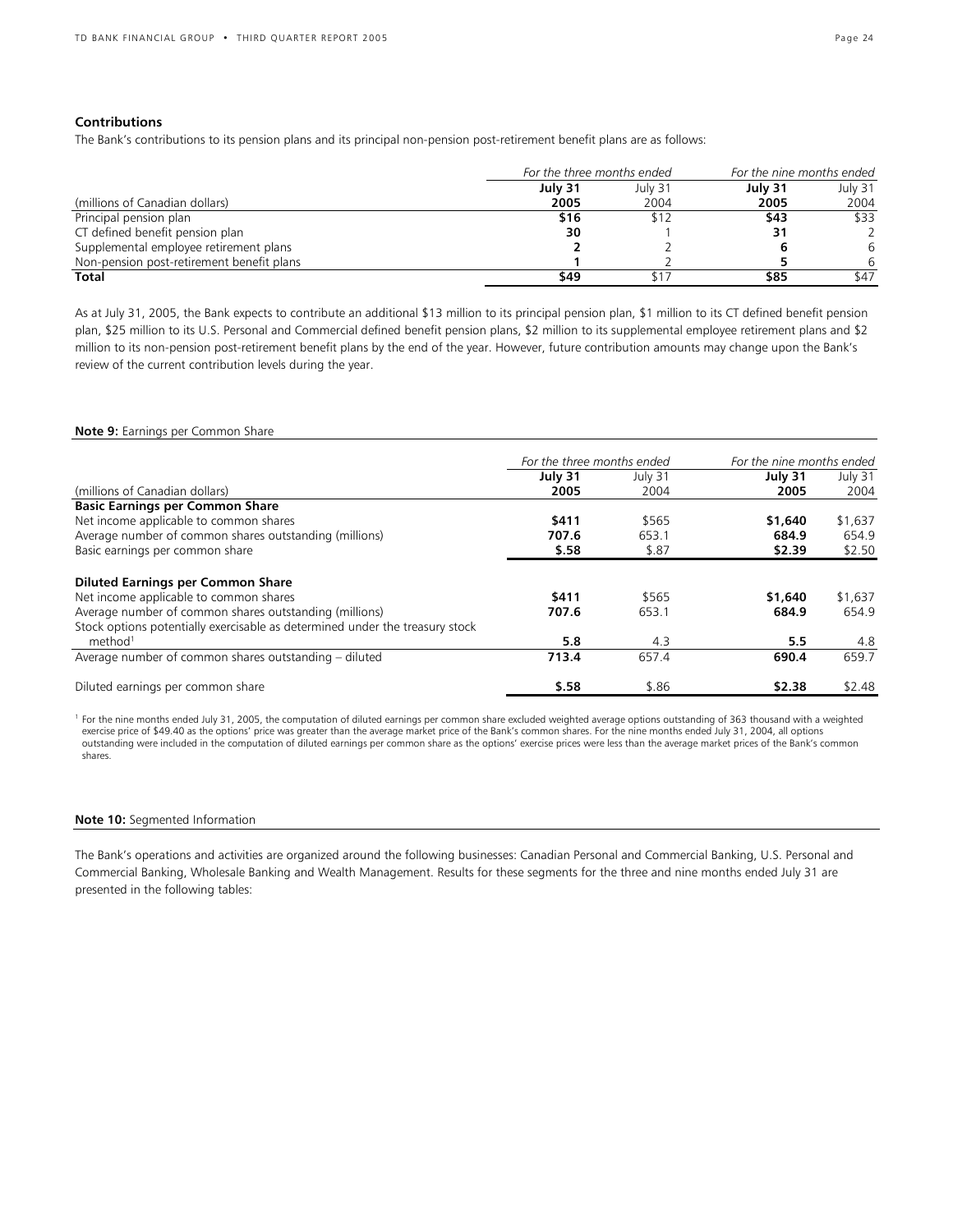### Contributions

The Bank's contributions to its pension plans and its principal non-pension post-retirement benefit plans are as follows:

| | *For the three months ended* | | *For the nine months ended* | |
|---|---|---|---|---|
| | **July 31** | July 31 | **July 31** | July 31 |
| (millions of Canadian dollars) | **2005** | 2004 | **2005** | 2004 |
| Principal pension plan | **$16** | $12 | **$43** | $33 |
| CT defined benefit pension plan | **30** | 1 | **31** | 2 |
| Supplemental employee retirement plans | **2** | 2 | **6** | 6 |
| Non-pension post-retirement benefit plans | **1** | 2 | **5** | 6 |
| **Total** | **$49** | $17 | **$85** | $47 |

As at July 31, 2005, the Bank expects to contribute an additional $13 million to its principal pension plan, $1 million to its CT defined benefit pension plan, $25 million to its U.S. Personal and Commercial defined benefit pension plans, $2 million to its supplemental employee retirement plans and $2 million to its non-pension post-retirement benefit plans by the end of the year. However, future contribution amounts may change upon the Bank's review of the current contribution levels during the year.

**Note 9:** Earnings per Common Share

| | *For the three months ended* | | *For the nine months ended* | |
|---|---|---|---|---|
| | **July 31** | July 31 | **July 31** | July 31 |
| (millions of Canadian dollars) | **2005** | 2004 | **2005** | 2004 |
| **Basic Earnings per Common Share** | | | | |
| Net income applicable to common shares | **$411** | $565 | **$1,640** | $1,637 |
| Average number of common shares outstanding (millions) | **707.6** | 653.1 | **684.9** | 654.9 |
| Basic earnings per common share | **$.58** | $.87 | **$2.39** | $2.50 |
| **Diluted Earnings per Common Share** | | | | |
| Net income applicable to common shares | **$411** | $565 | **$1,640** | $1,637 |
| Average number of common shares outstanding (millions) | **707.6** | 653.1 | **684.9** | 654.9 |
| Stock options potentially exercisable as determined under the treasury stock method[1] | **5.8** | 4.3 | **5.5** | 4.8 |
| Average number of common shares outstanding – diluted | **713.4** | 657.4 | **690.4** | 659.7 |
| Diluted earnings per common share | **$.58** | $.86 | **$2.38** | $2.48 |

[1] For the nine months ended July 31, 2005, the computation of diluted earnings per common share excluded weighted average options outstanding of 363 thousand with a weighted exercise price of $49.40 as the options' price was greater than the average market price of the Bank's common shares. For the nine months ended July 31, 2004, all options outstanding were included in the computation of diluted earnings per common share as the options' exercise prices were less than the average market prices of the Bank's common shares.

**Note 10:** Segmented Information

The Bank's operations and activities are organized around the following businesses: Canadian Personal and Commercial Banking, U.S. Personal and Commercial Banking, Wholesale Banking and Wealth Management. Results for these segments for the three and nine months ended July 31 are presented in the following tables: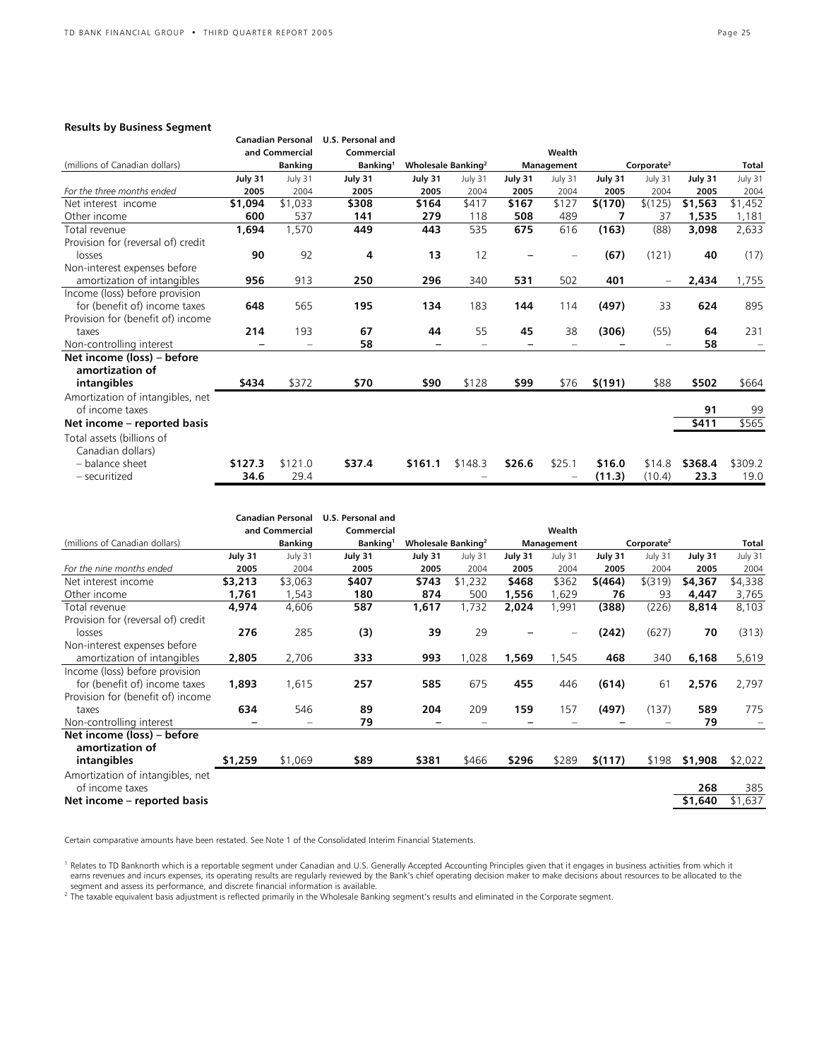### Results by Business Segment

| (millions of Canadian dollars) | Canadian Personal and Commercial Banking | | U.S. Personal and Commercial Banking[1] | Wholesale Banking[2] | | Wealth Management | | Corporate[2] | | Total | |
|---|---|---|---|---|---|---|---|---|---|---|---|
| | **July 31** | July 31 | **July 31** | **July 31** | July 31 | **July 31** | July 31 | **July 31** | July 31 | **July 31** | July 31 |
| *For the three months ended* | **2005** | 2004 | **2005** | **2005** | 2004 | **2005** | 2004 | **2005** | 2004 | **2005** | 2004 |
| Net interest income | **$1,094** | $1,033 | **$308** | **$164** | $417 | **$167** | $127 | **$(170)** | $(125) | **$1,563** | $1,452 |
| Other income | **600** | 537 | **141** | **279** | 118 | **508** | 489 | **7** | 37 | **1,535** | 1,181 |
| Total revenue | **1,694** | 1,570 | **449** | **443** | 535 | **675** | 616 | **(163)** | (88) | **3,098** | 2,633 |
| Provision for (reversal of) credit losses | **90** | 92 | **4** | **13** | 12 | **–** | – | **(67)** | (121) | **40** | (17) |
| Non-interest expenses before amortization of intangibles | **956** | 913 | **250** | **296** | 340 | **531** | 502 | **401** | – | **2,434** | 1,755 |
| Income (loss) before provision for (benefit of) income taxes | **648** | 565 | **195** | **134** | 183 | **144** | 114 | **(497)** | 33 | **624** | 895 |
| Provision for (benefit of) income taxes | **214** | 193 | **67** | **44** | 55 | **45** | 38 | **(306)** | (55) | **64** | 231 |
| Non-controlling interest | **–** | – | **58** | **–** | – | **–** | – | **–** | – | **58** | – |
| **Net income (loss) – before amortization of intangibles** | **$434** | $372 | **$70** | **$90** | $128 | **$99** | $76 | **$(191)** | $88 | **$502** | $664 |
| Amortization of intangibles, net of income taxes | | | | | | | | | | **91** | 99 |
| **Net income – reported basis** | | | | | | | | | | **$411** | $565 |
| Total assets (billions of Canadian dollars) | | | | | | | | | | | |
| – balance sheet | **$127.3** | $121.0 | **$37.4** | **$161.1** | $148.3 | **$26.6** | $25.1 | **$16.0** | $14.8 | **$368.4** | $309.2 |
| – securitized | **34.6** | 29.4 | | | – | | – | **(11.3)** | (10.4) | **23.3** | 19.0 |

| (millions of Canadian dollars) | Canadian Personal and Commercial Banking | | U.S. Personal and Commercial Banking[1] | Wholesale Banking[2] | | Wealth Management | | Corporate[2] | | Total | |
|---|---|---|---|---|---|---|---|---|---|---|---|
| | **July 31** | July 31 | **July 31** | **July 31** | July 31 | **July 31** | July 31 | **July 31** | July 31 | **July 31** | July 31 |
| *For the nine months ended* | **2005** | 2004 | **2005** | **2005** | 2004 | **2005** | 2004 | **2005** | 2004 | **2005** | 2004 |
| Net interest income | **$3,213** | $3,063 | **$407** | **$743** | $1,232 | **$468** | $362 | **$(464)** | $(319) | **$4,367** | $4,338 |
| Other income | **1,761** | 1,543 | **180** | **874** | 500 | **1,556** | 1,629 | **76** | 93 | **4,447** | 3,765 |
| Total revenue | **4,974** | 4,606 | **587** | **1,617** | 1,732 | **2,024** | 1,991 | **(388)** | (226) | **8,814** | 8,103 |
| Provision for (reversal of) credit losses | **276** | 285 | **(3)** | **39** | 29 | **–** | – | **(242)** | (627) | **70** | (313) |
| Non-interest expenses before amortization of intangibles | **2,805** | 2,706 | **333** | **993** | 1,028 | **1,569** | 1,545 | **468** | 340 | **6,168** | 5,619 |
| Income (loss) before provision for (benefit of) income taxes | **1,893** | 1,615 | **257** | **585** | 675 | **455** | 446 | **(614)** | 61 | **2,576** | 2,797 |
| Provision for (benefit of) income taxes | **634** | 546 | **89** | **204** | 209 | **159** | 157 | **(497)** | (137) | **589** | 775 |
| Non-controlling interest | **–** | – | **79** | **–** | – | **–** | – | **–** | – | **79** | – |
| **Net income (loss) – before amortization of intangibles** | **$1,259** | $1,069 | **$89** | **$381** | $466 | **$296** | $289 | **$(117)** | $198 | **$1,908** | $2,022 |
| Amortization of intangibles, net of income taxes | | | | | | | | | | **268** | 385 |
| **Net income – reported basis** | | | | | | | | | | **$1,640** | $1,637 |

Certain comparative amounts have been restated. See Note 1 of the Consolidated Interim Financial Statements.

[1] Relates to TD Banknorth which is a reportable segment under Canadian and U.S. Generally Accepted Accounting Principles given that it engages in business activities from which it earns revenues and incurs expenses, its operating results are regularly reviewed by the Bank's chief operating decision maker to make decisions about resources to be allocated to the segment and assess its performance, and discrete financial information is available.

[2] The taxable equivalent basis adjustment is reflected primarily in the Wholesale Banking segment's results and eliminated in the Corporate segment.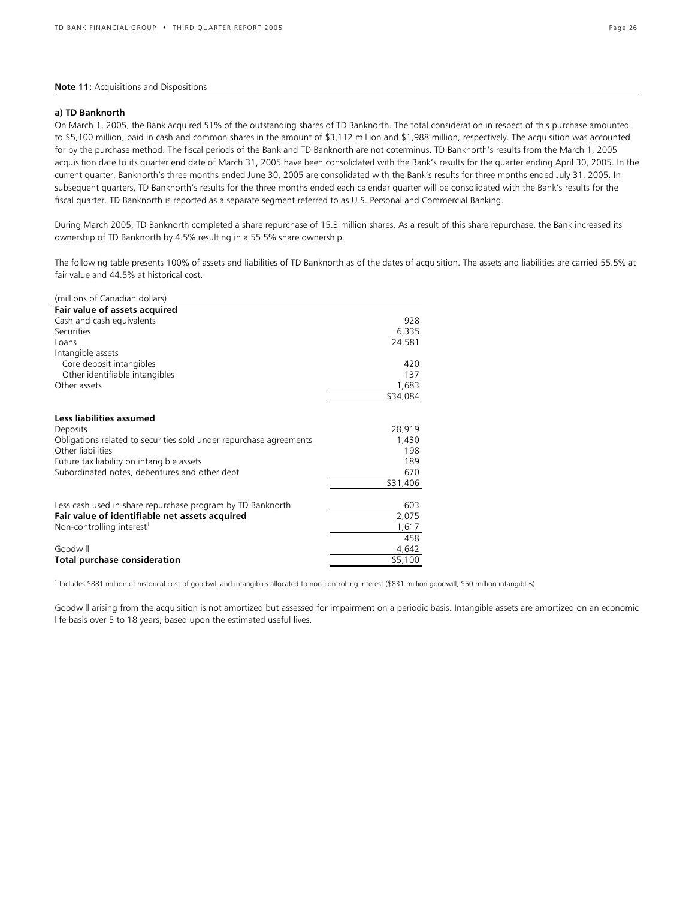**Note 11:** Acquisitions and Dispositions

**a) TD Banknorth**

On March 1, 2005, the Bank acquired 51% of the outstanding shares of TD Banknorth. The total consideration in respect of this purchase amounted to $5,100 million, paid in cash and common shares in the amount of $3,112 million and $1,988 million, respectively. The acquisition was accounted for by the purchase method. The fiscal periods of the Bank and TD Banknorth are not coterminus. TD Banknorth's results from the March 1, 2005 acquisition date to its quarter end date of March 31, 2005 have been consolidated with the Bank's results for the quarter ending April 30, 2005. In the current quarter, Banknorth's three months ended June 30, 2005 are consolidated with the Bank's results for three months ended July 31, 2005. In subsequent quarters, TD Banknorth's results for the three months ended each calendar quarter will be consolidated with the Bank's results for the fiscal quarter. TD Banknorth is reported as a separate segment referred to as U.S. Personal and Commercial Banking.

During March 2005, TD Banknorth completed a share repurchase of 15.3 million shares. As a result of this share repurchase, the Bank increased its ownership of TD Banknorth by 4.5% resulting in a 55.5% share ownership.

The following table presents 100% of assets and liabilities of TD Banknorth as of the dates of acquisition. The assets and liabilities are carried 55.5% at fair value and 44.5% at historical cost.

| (millions of Canadian dollars) | |
|---|---|
| **Fair value of assets acquired** | |
| Cash and cash equivalents | 928 |
| Securities | 6,335 |
| Loans | 24,581 |
| Intangible assets | |
| Core deposit intangibles | 420 |
| Other identifiable intangibles | 137 |
| Other assets | 1,683 |
| | $34,084 |
| **Less liabilities assumed** | |
| Deposits | 28,919 |
| Obligations related to securities sold under repurchase agreements | 1,430 |
| Other liabilities | 198 |
| Future tax liability on intangible assets | 189 |
| Subordinated notes, debentures and other debt | 670 |
| | $31,406 |
| Less cash used in share repurchase program by TD Banknorth | 603 |
| **Fair value of identifiable net assets acquired** | 2,075 |
| Non-controlling interest[1] | 1,617 |
| | 458 |
| Goodwill | 4,642 |
| **Total purchase consideration** | $5,100 |

[1] Includes $881 million of historical cost of goodwill and intangibles allocated to non-controlling interest ($831 million goodwill; $50 million intangibles).

Goodwill arising from the acquisition is not amortized but assessed for impairment on a periodic basis. Intangible assets are amortized on an economic life basis over 5 to 18 years, based upon the estimated useful lives.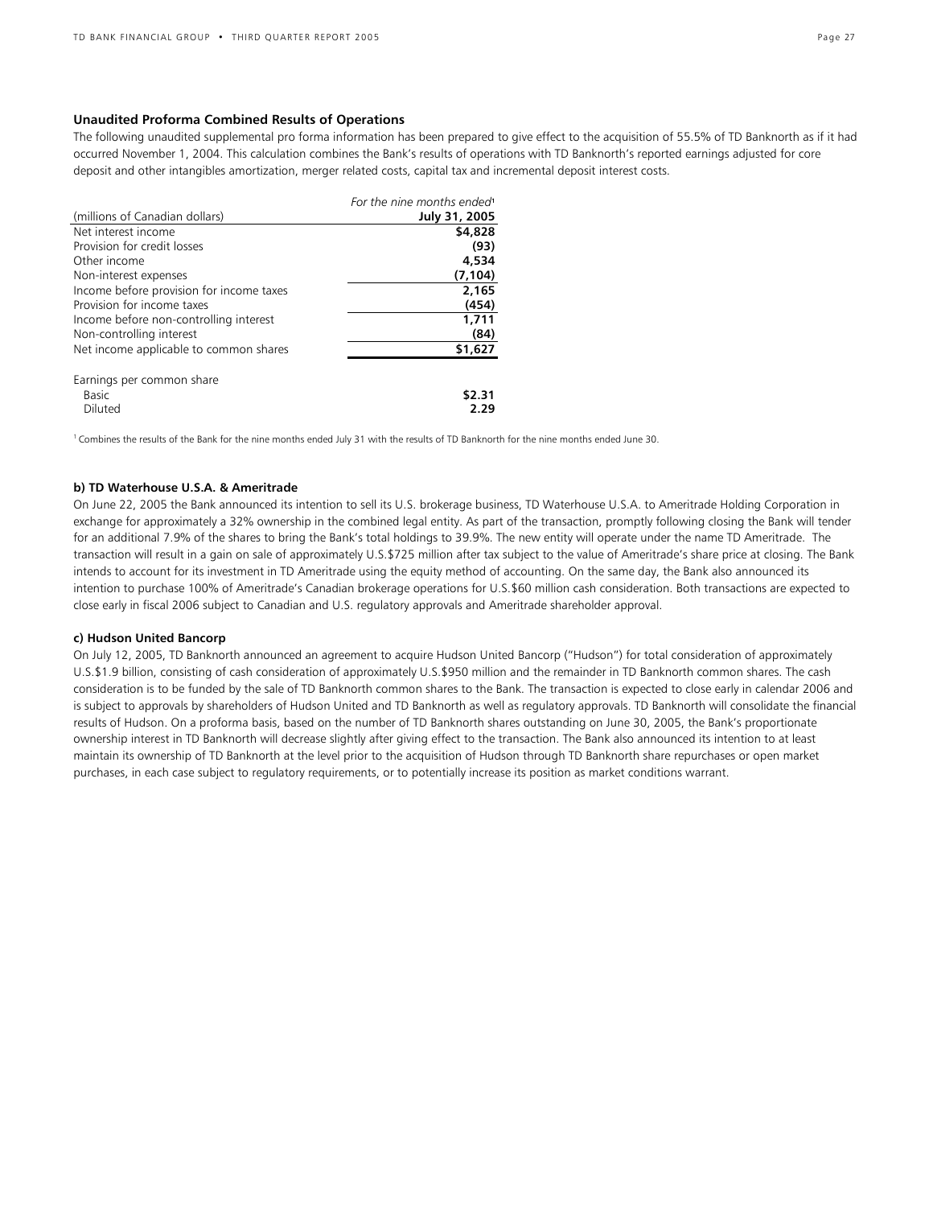**Unaudited Proforma Combined Results of Operations**

The following unaudited supplemental pro forma information has been prepared to give effect to the acquisition of 55.5% of TD Banknorth as if it had occurred November 1, 2004. This calculation combines the Bank's results of operations with TD Banknorth's reported earnings adjusted for core deposit and other intangibles amortization, merger related costs, capital tax and incremental deposit interest costs.

| (millions of Canadian dollars) | *For the nine months ended*[1] **July 31, 2005** |
|---|---|
| Net interest income | **$4,828** |
| Provision for credit losses | **(93)** |
| Other income | **4,534** |
| Non-interest expenses | **(7,104)** |
| Income before provision for income taxes | **2,165** |
| Provision for income taxes | **(454)** |
| Income before non-controlling interest | **1,711** |
| Non-controlling interest | **(84)** |
| Net income applicable to common shares | **$1,627** |
| Earnings per common share | |
| Basic | **$2.31** |
| Diluted | **2.29** |

[1] Combines the results of the Bank for the nine months ended July 31 with the results of TD Banknorth for the nine months ended June 30.

**b) TD Waterhouse U.S.A. & Ameritrade**

On June 22, 2005 the Bank announced its intention to sell its U.S. brokerage business, TD Waterhouse U.S.A. to Ameritrade Holding Corporation in exchange for approximately a 32% ownership in the combined legal entity. As part of the transaction, promptly following closing the Bank will tender for an additional 7.9% of the shares to bring the Bank's total holdings to 39.9%. The new entity will operate under the name TD Ameritrade. The transaction will result in a gain on sale of approximately U.S.$725 million after tax subject to the value of Ameritrade's share price at closing. The Bank intends to account for its investment in TD Ameritrade using the equity method of accounting. On the same day, the Bank also announced its intention to purchase 100% of Ameritrade's Canadian brokerage operations for U.S.$60 million cash consideration. Both transactions are expected to close early in fiscal 2006 subject to Canadian and U.S. regulatory approvals and Ameritrade shareholder approval.

**c) Hudson United Bancorp**

On July 12, 2005, TD Banknorth announced an agreement to acquire Hudson United Bancorp ("Hudson") for total consideration of approximately U.S.$1.9 billion, consisting of cash consideration of approximately U.S.$950 million and the remainder in TD Banknorth common shares. The cash consideration is to be funded by the sale of TD Banknorth common shares to the Bank. The transaction is expected to close early in calendar 2006 and is subject to approvals by shareholders of Hudson United and TD Banknorth as well as regulatory approvals. TD Banknorth will consolidate the financial results of Hudson. On a proforma basis, based on the number of TD Banknorth shares outstanding on June 30, 2005, the Bank's proportionate ownership interest in TD Banknorth will decrease slightly after giving effect to the transaction. The Bank also announced its intention to at least maintain its ownership of TD Banknorth at the level prior to the acquisition of Hudson through TD Banknorth share repurchases or open market purchases, in each case subject to regulatory requirements, or to potentially increase its position as market conditions warrant.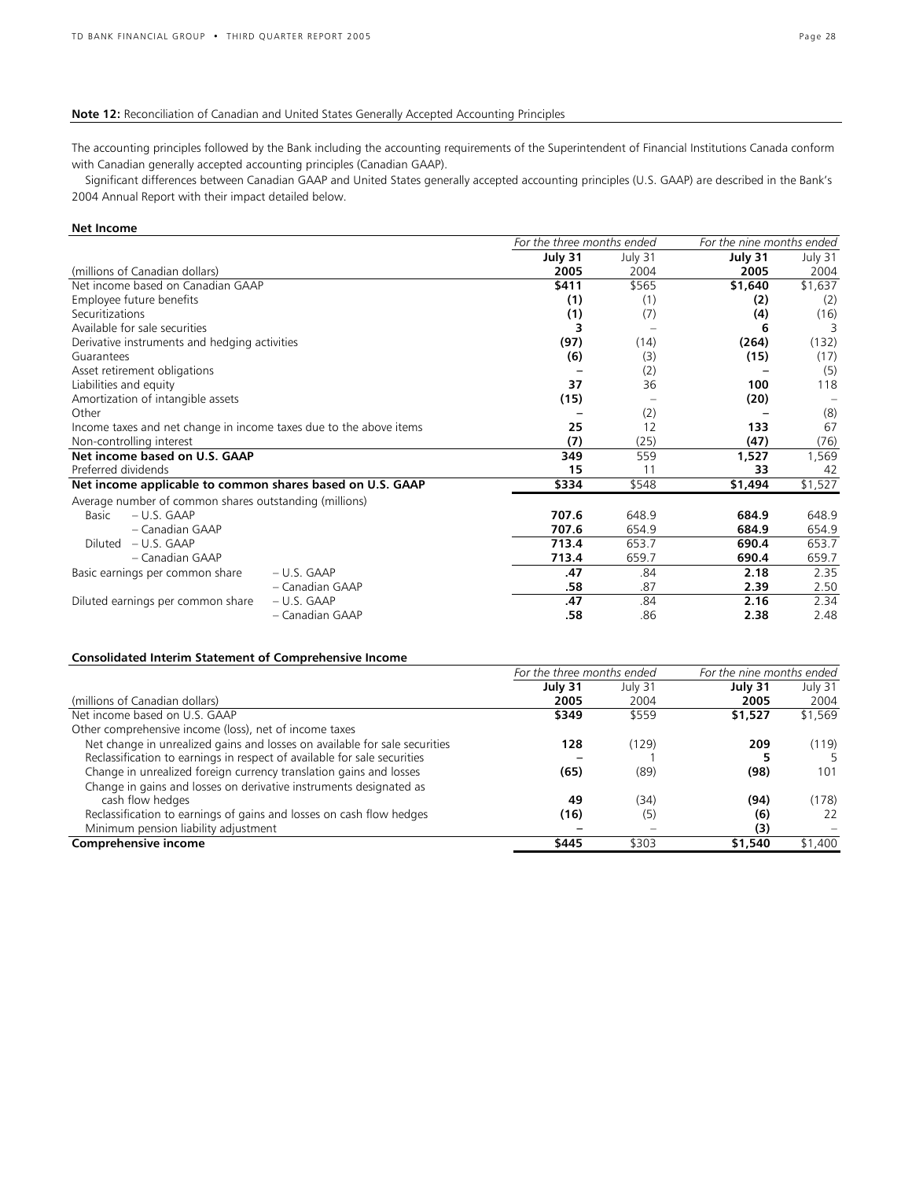**Note 12:** Reconciliation of Canadian and United States Generally Accepted Accounting Principles

The accounting principles followed by the Bank including the accounting requirements of the Superintendent of Financial Institutions Canada conform with Canadian generally accepted accounting principles (Canadian GAAP).

Significant differences between Canadian GAAP and United States generally accepted accounting principles (U.S. GAAP) are described in the Bank's 2004 Annual Report with their impact detailed below.

**Net Income**

| | | *For the three months ended* | | *For the nine months ended* | |
|---|---|---|---|---|---|
| | | **July 31** | July 31 | **July 31** | July 31 |
| (millions of Canadian dollars) | | **2005** | 2004 | **2005** | 2004 |
| Net income based on Canadian GAAP | | **$411** | $565 | **$1,640** | $1,637 |
| Employee future benefits | | **(1)** | (1) | **(2)** | (2) |
| Securitizations | | **(1)** | (7) | **(4)** | (16) |
| Available for sale securities | | **3** | – | **6** | 3 |
| Derivative instruments and hedging activities | | **(97)** | (14) | **(264)** | (132) |
| Guarantees | | **(6)** | (3) | **(15)** | (17) |
| Asset retirement obligations | | **–** | (2) | **–** | (5) |
| Liabilities and equity | | **37** | 36 | **100** | 118 |
| Amortization of intangible assets | | **(15)** | – | **(20)** | – |
| Other | | **–** | (2) | **–** | (8) |
| Income taxes and net change in income taxes due to the above items | | **25** | 12 | **133** | 67 |
| Non-controlling interest | | **(7)** | (25) | **(47)** | (76) |
| **Net income based on U.S. GAAP** | | **349** | 559 | **1,527** | 1,569 |
| Preferred dividends | | **15** | 11 | **33** | 42 |
| **Net income applicable to common shares based on U.S. GAAP** | | **$334** | $548 | **$1,494** | $1,527 |
| Average number of common shares outstanding (millions) | | | | | |
| Basic – U.S. GAAP | | **707.6** | 648.9 | **684.9** | 648.9 |
| – Canadian GAAP | | **707.6** | 654.9 | **684.9** | 654.9 |
| Diluted – U.S. GAAP | | **713.4** | 653.7 | **690.4** | 653.7 |
| – Canadian GAAP | | **713.4** | 659.7 | **690.4** | 659.7 |
| Basic earnings per common share | – U.S. GAAP | **.47** | .84 | **2.18** | 2.35 |
| | – Canadian GAAP | **.58** | .87 | **2.39** | 2.50 |
| Diluted earnings per common share | – U.S. GAAP | **.47** | .84 | **2.16** | 2.34 |
| | – Canadian GAAP | **.58** | .86 | **2.38** | 2.48 |

**Consolidated Interim Statement of Comprehensive Income**

| | *For the three months ended* | | *For the nine months ended* | |
|---|---|---|---|---|
| | **July 31** | July 31 | **July 31** | July 31 |
| (millions of Canadian dollars) | **2005** | 2004 | **2005** | 2004 |
| Net income based on U.S. GAAP | **$349** | $559 | **$1,527** | $1,569 |
| Other comprehensive income (loss), net of income taxes | | | | |
| Net change in unrealized gains and losses on available for sale securities | **128** | (129) | **209** | (119) |
| Reclassification to earnings in respect of available for sale securities | **–** | 1 | **5** | 5 |
| Change in unrealized foreign currency translation gains and losses | **(65)** | (89) | **(98)** | 101 |
| Change in gains and losses on derivative instruments designated as cash flow hedges | **49** | (34) | **(94)** | (178) |
| Reclassification to earnings of gains and losses on cash flow hedges | **(16)** | (5) | **(6)** | 22 |
| Minimum pension liability adjustment | **–** | – | **(3)** | – |
| **Comprehensive income** | **$445** | $303 | **$1,540** | $1,400 |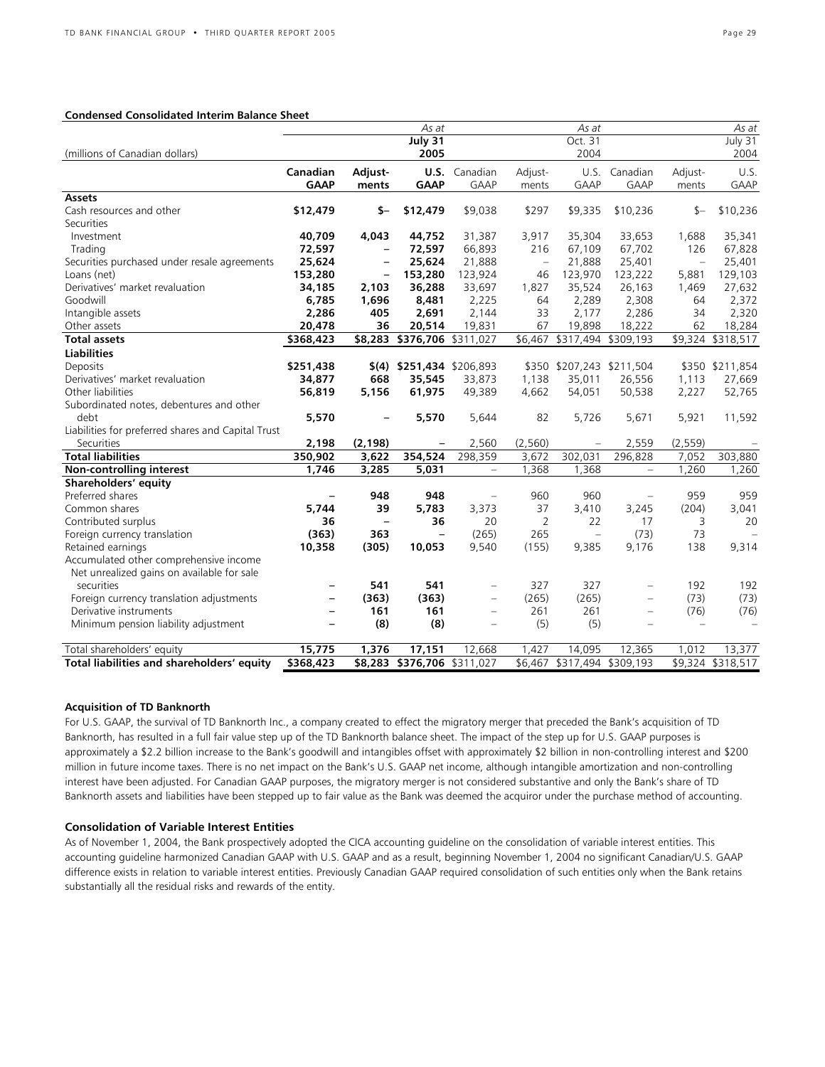**Condensed Consolidated Interim Balance Sheet**

| (millions of Canadian dollars) | | | As at July 31 2005 | | | As at Oct. 31 2004 | | | As at July 31 2004 |
|---|---|---|---|---|---|---|---|---|---|
| | **Canadian GAAP** | **Adjust-ments** | **U.S. GAAP** | Canadian GAAP | Adjust-ments | U.S. GAAP | Canadian GAAP | Adjust-ments | U.S. GAAP |
| **Assets** | | | | | | | | | |
| Cash resources and other | **$12,479** | **$–** | **$12,479** | $9,038 | $297 | $9,335 | $10,236 | $– | $10,236 |
| Securities | | | | | | | | | |
| Investment | **40,709** | **4,043** | **44,752** | 31,387 | 3,917 | 35,304 | 33,653 | 1,688 | 35,341 |
| Trading | **72,597** | **–** | **72,597** | 66,893 | 216 | 67,109 | 67,702 | 126 | 67,828 |
| Securities purchased under resale agreements | **25,624** | **–** | **25,624** | 21,888 | – | 21,888 | 25,401 | – | 25,401 |
| Loans (net) | **153,280** | **–** | **153,280** | 123,924 | 46 | 123,970 | 123,222 | 5,881 | 129,103 |
| Derivatives' market revaluation | **34,185** | **2,103** | **36,288** | 33,697 | 1,827 | 35,524 | 26,163 | 1,469 | 27,632 |
| Goodwill | **6,785** | **1,696** | **8,481** | 2,225 | 64 | 2,289 | 2,308 | 64 | 2,372 |
| Intangible assets | **2,286** | **405** | **2,691** | 2,144 | 33 | 2,177 | 2,286 | 34 | 2,320 |
| Other assets | **20,478** | **36** | **20,514** | 19,831 | 67 | 19,898 | 18,222 | 62 | 18,284 |
| **Total assets** | **$368,423** | **$8,283** | **$376,706** | $311,027 | $6,467 | $317,494 | $309,193 | $9,324 | $318,517 |
| **Liabilities** | | | | | | | | | |
| Deposits | **$251,438** | **$(4)** | **$251,434** | $206,893 | $350 | $207,243 | $211,504 | $350 | $211,854 |
| Derivatives' market revaluation | **34,877** | **668** | **35,545** | 33,873 | 1,138 | 35,011 | 26,556 | 1,113 | 27,669 |
| Other liabilities | **56,819** | **5,156** | **61,975** | 49,389 | 4,662 | 54,051 | 50,538 | 2,227 | 52,765 |
| Subordinated notes, debentures and other debt | **5,570** | **–** | **5,570** | 5,644 | 82 | 5,726 | 5,671 | 5,921 | 11,592 |
| Liabilities for preferred shares and Capital Trust Securities | **2,198** | **(2,198)** | **–** | 2,560 | (2,560) | – | 2,559 | (2,559) | – |
| **Total liabilities** | **350,902** | **3,622** | **354,524** | 298,359 | 3,672 | 302,031 | 296,828 | 7,052 | 303,880 |
| **Non-controlling interest** | **1,746** | **3,285** | **5,031** | – | 1,368 | 1,368 | – | 1,260 | 1,260 |
| **Shareholders' equity** | | | | | | | | | |
| Preferred shares | **–** | **948** | **948** | – | 960 | 960 | – | 959 | 959 |
| Common shares | **5,744** | **39** | **5,783** | 3,373 | 37 | 3,410 | 3,245 | (204) | 3,041 |
| Contributed surplus | **36** | **–** | **36** | 20 | 2 | 22 | 17 | 3 | 20 |
| Foreign currency translation | **(363)** | **363** | **–** | (265) | 265 | – | (73) | 73 | – |
| Retained earnings | **10,358** | **(305)** | **10,053** | 9,540 | (155) | 9,385 | 9,176 | 138 | 9,314 |
| Accumulated other comprehensive income | | | | | | | | | |
| Net unrealized gains on available for sale securities | **–** | **541** | **541** | – | 327 | 327 | – | 192 | 192 |
| Foreign currency translation adjustments | **–** | **(363)** | **(363)** | – | (265) | (265) | – | (73) | (73) |
| Derivative instruments | **–** | **161** | **161** | – | 261 | 261 | – | (76) | (76) |
| Minimum pension liability adjustment | **–** | **(8)** | **(8)** | – | (5) | (5) | – | – | – |
| Total shareholders' equity | **15,775** | **1,376** | **17,151** | 12,668 | 1,427 | 14,095 | 12,365 | 1,012 | 13,377 |
| **Total liabilities and shareholders' equity** | **$368,423** | **$8,283** | **$376,706** | $311,027 | $6,467 | $317,494 | $309,193 | $9,324 | $318,517 |

### Acquisition of TD Banknorth

For U.S. GAAP, the survival of TD Banknorth Inc., a company created to effect the migratory merger that preceded the Bank's acquisition of TD Banknorth, has resulted in a full fair value step up of the TD Banknorth balance sheet. The impact of the step up for U.S. GAAP purposes is approximately a $2.2 billion increase to the Bank's goodwill and intangibles offset with approximately $2 billion in non-controlling interest and $200 million in future income taxes. There is no net impact on the Bank's U.S. GAAP net income, although intangible amortization and non-controlling interest have been adjusted. For Canadian GAAP purposes, the migratory merger is not considered substantive and only the Bank's share of TD Banknorth assets and liabilities have been stepped up to fair value as the Bank was deemed the acquiror under the purchase method of accounting.

### Consolidation of Variable Interest Entities

As of November 1, 2004, the Bank prospectively adopted the CICA accounting guideline on the consolidation of variable interest entities. This accounting guideline harmonized Canadian GAAP with U.S. GAAP and as a result, beginning November 1, 2004 no significant Canadian/U.S. GAAP difference exists in relation to variable interest entities. Previously Canadian GAAP required consolidation of such entities only when the Bank retains substantially all the residual risks and rewards of the entity.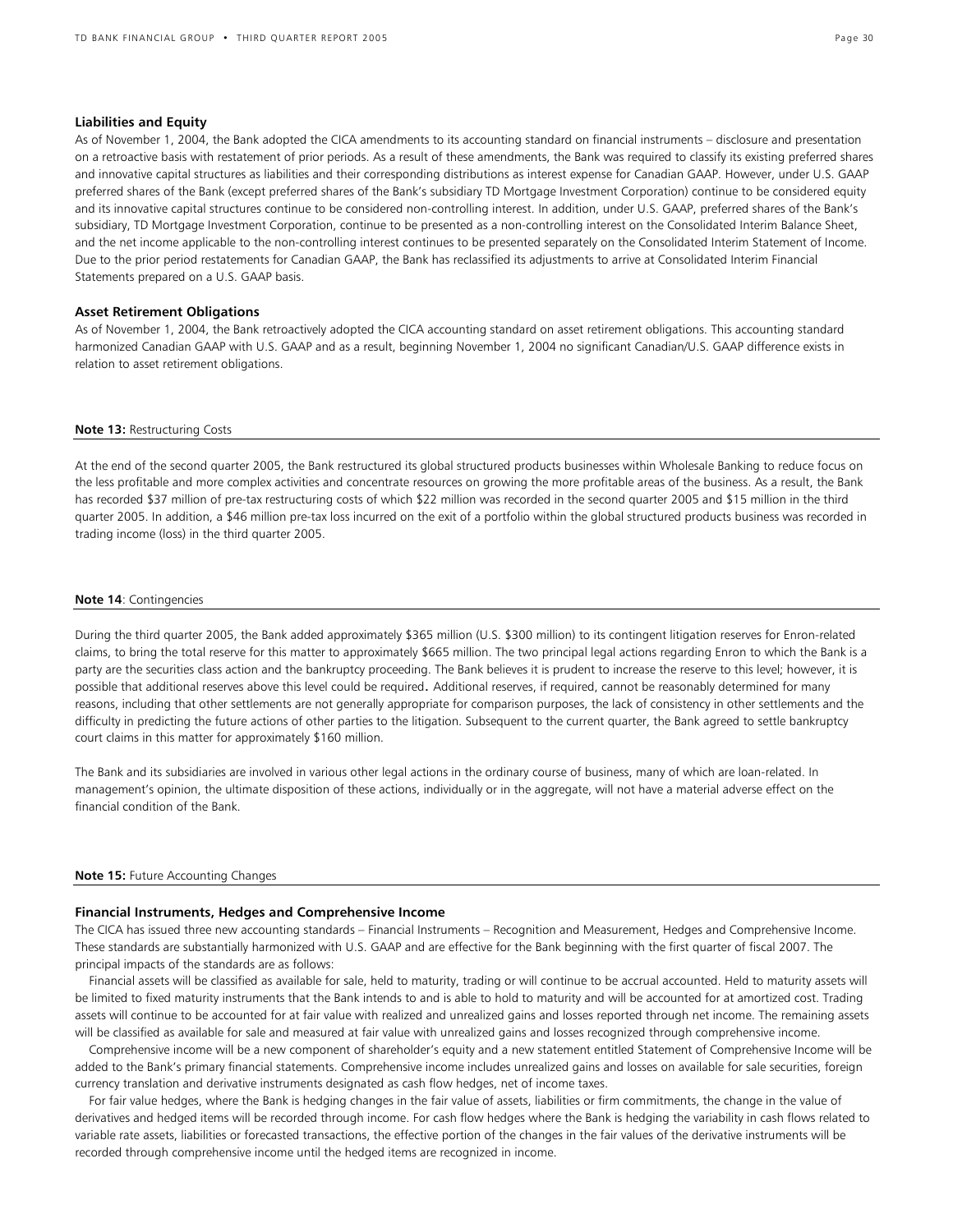### Liabilities and Equity

As of November 1, 2004, the Bank adopted the CICA amendments to its accounting standard on financial instruments – disclosure and presentation on a retroactive basis with restatement of prior periods. As a result of these amendments, the Bank was required to classify its existing preferred shares and innovative capital structures as liabilities and their corresponding distributions as interest expense for Canadian GAAP. However, under U.S. GAAP preferred shares of the Bank (except preferred shares of the Bank's subsidiary TD Mortgage Investment Corporation) continue to be considered equity and its innovative capital structures continue to be considered non-controlling interest. In addition, under U.S. GAAP, preferred shares of the Bank's subsidiary, TD Mortgage Investment Corporation, continue to be presented as a non-controlling interest on the Consolidated Interim Balance Sheet, and the net income applicable to the non-controlling interest continues to be presented separately on the Consolidated Interim Statement of Income. Due to the prior period restatements for Canadian GAAP, the Bank has reclassified its adjustments to arrive at Consolidated Interim Financial Statements prepared on a U.S. GAAP basis.

### Asset Retirement Obligations

As of November 1, 2004, the Bank retroactively adopted the CICA accounting standard on asset retirement obligations. This accounting standard harmonized Canadian GAAP with U.S. GAAP and as a result, beginning November 1, 2004 no significant Canadian/U.S. GAAP difference exists in relation to asset retirement obligations.

## Note 13: Restructuring Costs

At the end of the second quarter 2005, the Bank restructured its global structured products businesses within Wholesale Banking to reduce focus on the less profitable and more complex activities and concentrate resources on growing the more profitable areas of the business. As a result, the Bank has recorded $37 million of pre-tax restructuring costs of which $22 million was recorded in the second quarter 2005 and $15 million in the third quarter 2005. In addition, a $46 million pre-tax loss incurred on the exit of a portfolio within the global structured products business was recorded in trading income (loss) in the third quarter 2005.

## Note 14: Contingencies

During the third quarter 2005, the Bank added approximately $365 million (U.S. $300 million) to its contingent litigation reserves for Enron-related claims, to bring the total reserve for this matter to approximately $665 million. The two principal legal actions regarding Enron to which the Bank is a party are the securities class action and the bankruptcy proceeding. The Bank believes it is prudent to increase the reserve to this level; however, it is possible that additional reserves above this level could be required. Additional reserves, if required, cannot be reasonably determined for many reasons, including that other settlements are not generally appropriate for comparison purposes, the lack of consistency in other settlements and the difficulty in predicting the future actions of other parties to the litigation. Subsequent to the current quarter, the Bank agreed to settle bankruptcy court claims in this matter for approximately $160 million.

The Bank and its subsidiaries are involved in various other legal actions in the ordinary course of business, many of which are loan-related. In management's opinion, the ultimate disposition of these actions, individually or in the aggregate, will not have a material adverse effect on the financial condition of the Bank.

## Note 15: Future Accounting Changes

### Financial Instruments, Hedges and Comprehensive Income

The CICA has issued three new accounting standards – Financial Instruments – Recognition and Measurement, Hedges and Comprehensive Income. These standards are substantially harmonized with U.S. GAAP and are effective for the Bank beginning with the first quarter of fiscal 2007. The principal impacts of the standards are as follows:

Financial assets will be classified as available for sale, held to maturity, trading or will continue to be accrual accounted. Held to maturity assets will be limited to fixed maturity instruments that the Bank intends to and is able to hold to maturity and will be accounted for at amortized cost. Trading assets will continue to be accounted for at fair value with realized and unrealized gains and losses reported through net income. The remaining assets will be classified as available for sale and measured at fair value with unrealized gains and losses recognized through comprehensive income.

Comprehensive income will be a new component of shareholder's equity and a new statement entitled Statement of Comprehensive Income will be added to the Bank's primary financial statements. Comprehensive income includes unrealized gains and losses on available for sale securities, foreign currency translation and derivative instruments designated as cash flow hedges, net of income taxes.

For fair value hedges, where the Bank is hedging changes in the fair value of assets, liabilities or firm commitments, the change in the value of derivatives and hedged items will be recorded through income. For cash flow hedges where the Bank is hedging the variability in cash flows related to variable rate assets, liabilities or forecasted transactions, the effective portion of the changes in the fair values of the derivative instruments will be recorded through comprehensive income until the hedged items are recognized in income.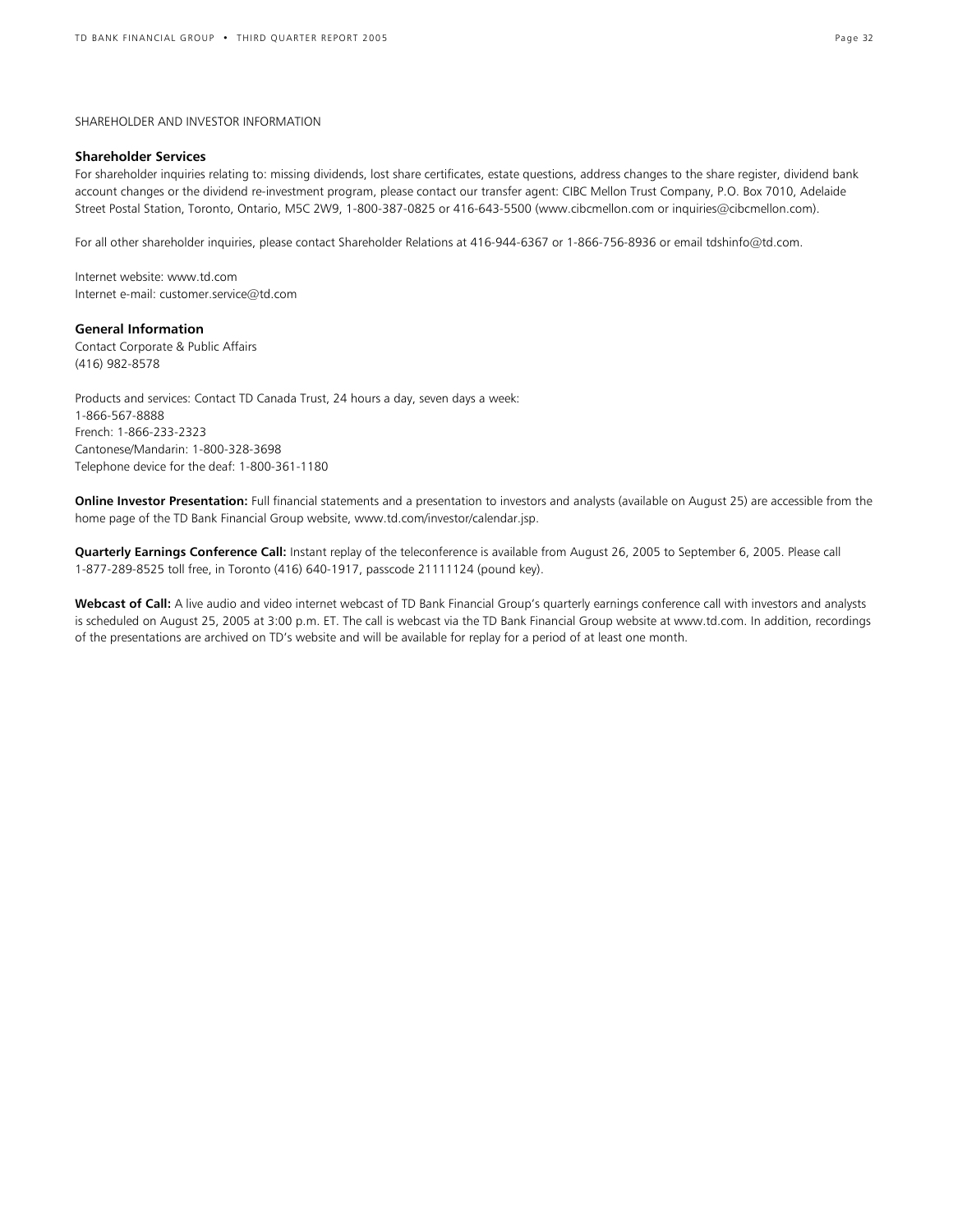SHAREHOLDER AND INVESTOR INFORMATION

## Shareholder Services

For shareholder inquiries relating to: missing dividends, lost share certificates, estate questions, address changes to the share register, dividend bank account changes or the dividend re-investment program, please contact our transfer agent: CIBC Mellon Trust Company, P.O. Box 7010, Adelaide Street Postal Station, Toronto, Ontario, M5C 2W9, 1-800-387-0825 or 416-643-5500 (www.cibcmellon.com or inquiries@cibcmellon.com).

For all other shareholder inquiries, please contact Shareholder Relations at 416-944-6367 or 1-866-756-8936 or email tdshinfo@td.com.

Internet website: www.td.com
Internet e-mail: customer.service@td.com

## General Information

Contact Corporate & Public Affairs
(416) 982-8578

Products and services: Contact TD Canada Trust, 24 hours a day, seven days a week:
1-866-567-8888
French: 1-866-233-2323
Cantonese/Mandarin: 1-800-328-3698
Telephone device for the deaf: 1-800-361-1180

**Online Investor Presentation:** Full financial statements and a presentation to investors and analysts (available on August 25) are accessible from the home page of the TD Bank Financial Group website, www.td.com/investor/calendar.jsp.

**Quarterly Earnings Conference Call:** Instant replay of the teleconference is available from August 26, 2005 to September 6, 2005. Please call 1-877-289-8525 toll free, in Toronto (416) 640-1917, passcode 21111124 (pound key).

**Webcast of Call:** A live audio and video internet webcast of TD Bank Financial Group's quarterly earnings conference call with investors and analysts is scheduled on August 25, 2005 at 3:00 p.m. ET. The call is webcast via the TD Bank Financial Group website at www.td.com. In addition, recordings of the presentations are archived on TD's website and will be available for replay for a period of at least one month.